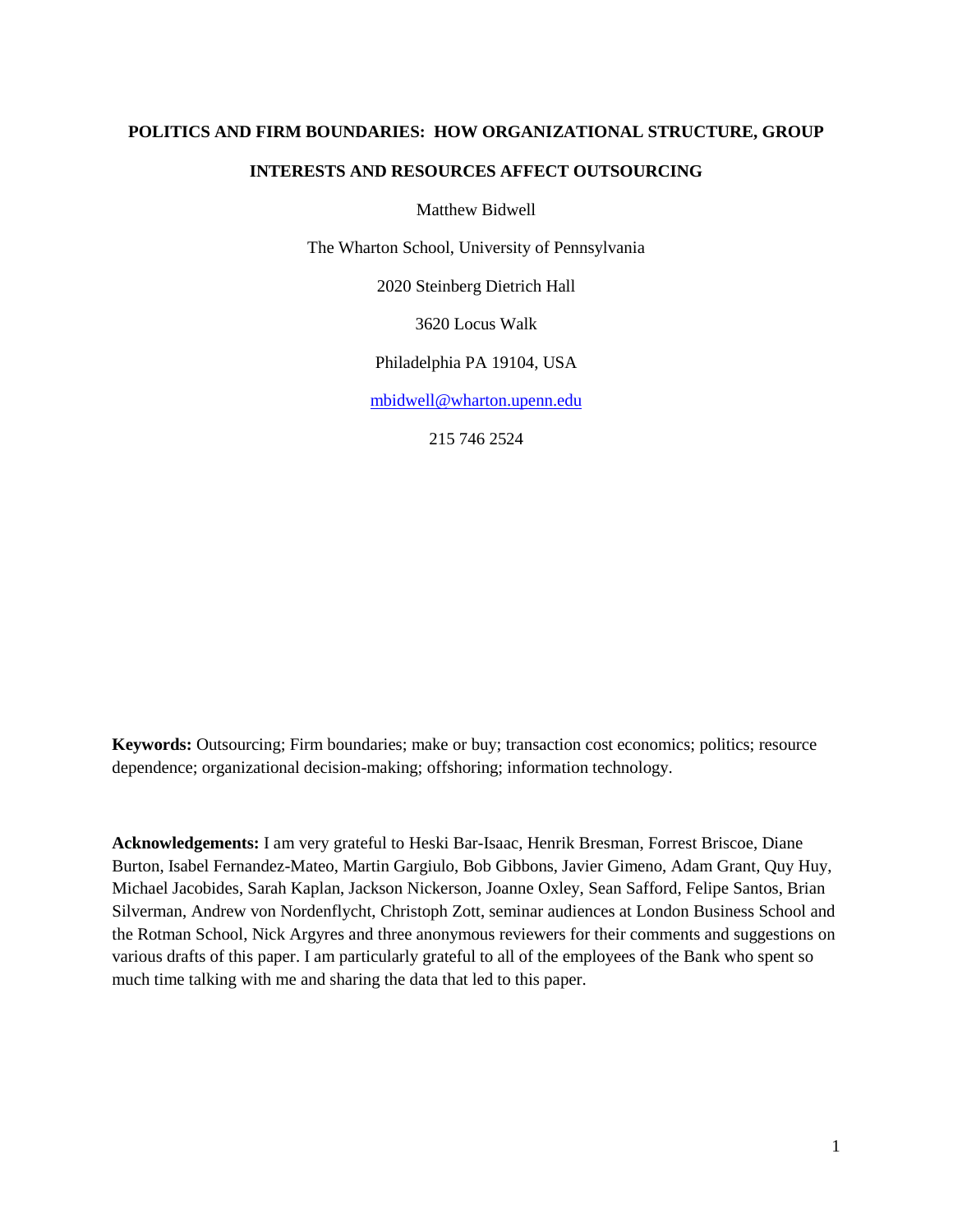# POLITICS AND FIRM BOUNDARIES: HOW ORGANIZATIONAL STRUCTURE, GROUP INTERESTS AND RESOURCES AFFECT OUTSOURCING

Matthew Bidwell

The Wharton School, University of Pennsylvania

2020 Steinberg Dietrich Hall

3620 Locus Walk

Philadelphia PA 19104, USA

mbidwell@wharton.upenn.edu

215 746 2524

**Keywords:** Outsourcing; Firm boundaries; make or buy; transaction cost economics; politics; resource dependence; organizational decision-making; offshoring; information technology.

**Acknowledgements:** I am very grateful to Heski Bar-Isaac, Henrik Bresman, Forrest Briscoe, Diane Burton, Isabel Fernandez-Mateo, Martin Gargiulo, Bob Gibbons, Javier Gimeno, Adam Grant, Quy Huy, Michael Jacobides, Sarah Kaplan, Jackson Nickerson, Joanne Oxley, Sean Safford, Felipe Santos, Brian Silverman, Andrew von Nordenflycht, Christoph Zott, seminar audiences at London Business School and the Rotman School, Nick Argyres and three anonymous reviewers for their comments and suggestions on various drafts of this paper. I am particularly grateful to all of the employees of the Bank who spent so much time talking with me and sharing the data that led to this paper.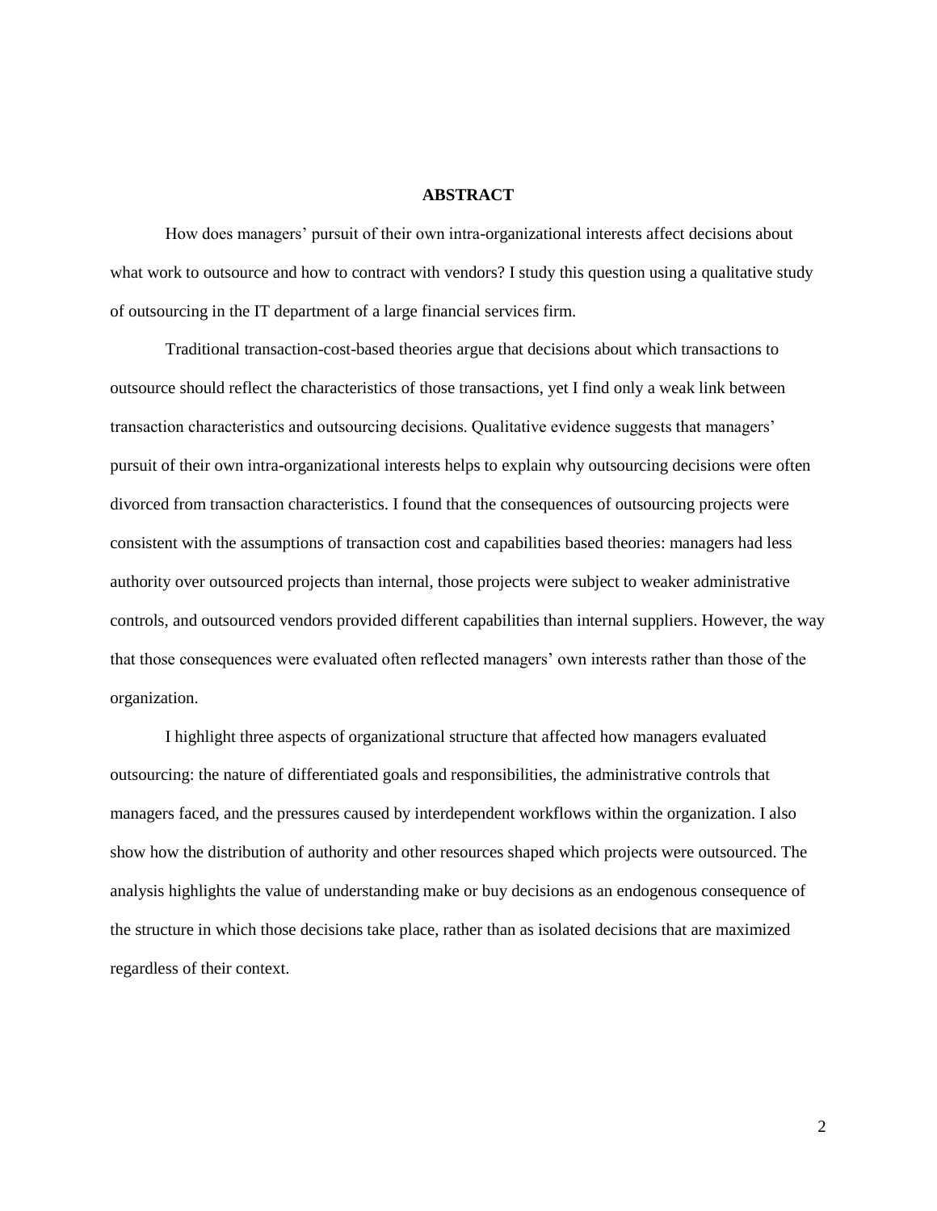## ABSTRACT

How does managers' pursuit of their own intra-organizational interests affect decisions about what work to outsource and how to contract with vendors? I study this question using a qualitative study of outsourcing in the IT department of a large financial services firm.

Traditional transaction-cost-based theories argue that decisions about which transactions to outsource should reflect the characteristics of those transactions, yet I find only a weak link between transaction characteristics and outsourcing decisions. Qualitative evidence suggests that managers' pursuit of their own intra-organizational interests helps to explain why outsourcing decisions were often divorced from transaction characteristics. I found that the consequences of outsourcing projects were consistent with the assumptions of transaction cost and capabilities based theories: managers had less authority over outsourced projects than internal, those projects were subject to weaker administrative controls, and outsourced vendors provided different capabilities than internal suppliers. However, the way that those consequences were evaluated often reflected managers' own interests rather than those of the organization.

I highlight three aspects of organizational structure that affected how managers evaluated outsourcing: the nature of differentiated goals and responsibilities, the administrative controls that managers faced, and the pressures caused by interdependent workflows within the organization. I also show how the distribution of authority and other resources shaped which projects were outsourced. The analysis highlights the value of understanding make or buy decisions as an endogenous consequence of the structure in which those decisions take place, rather than as isolated decisions that are maximized regardless of their context.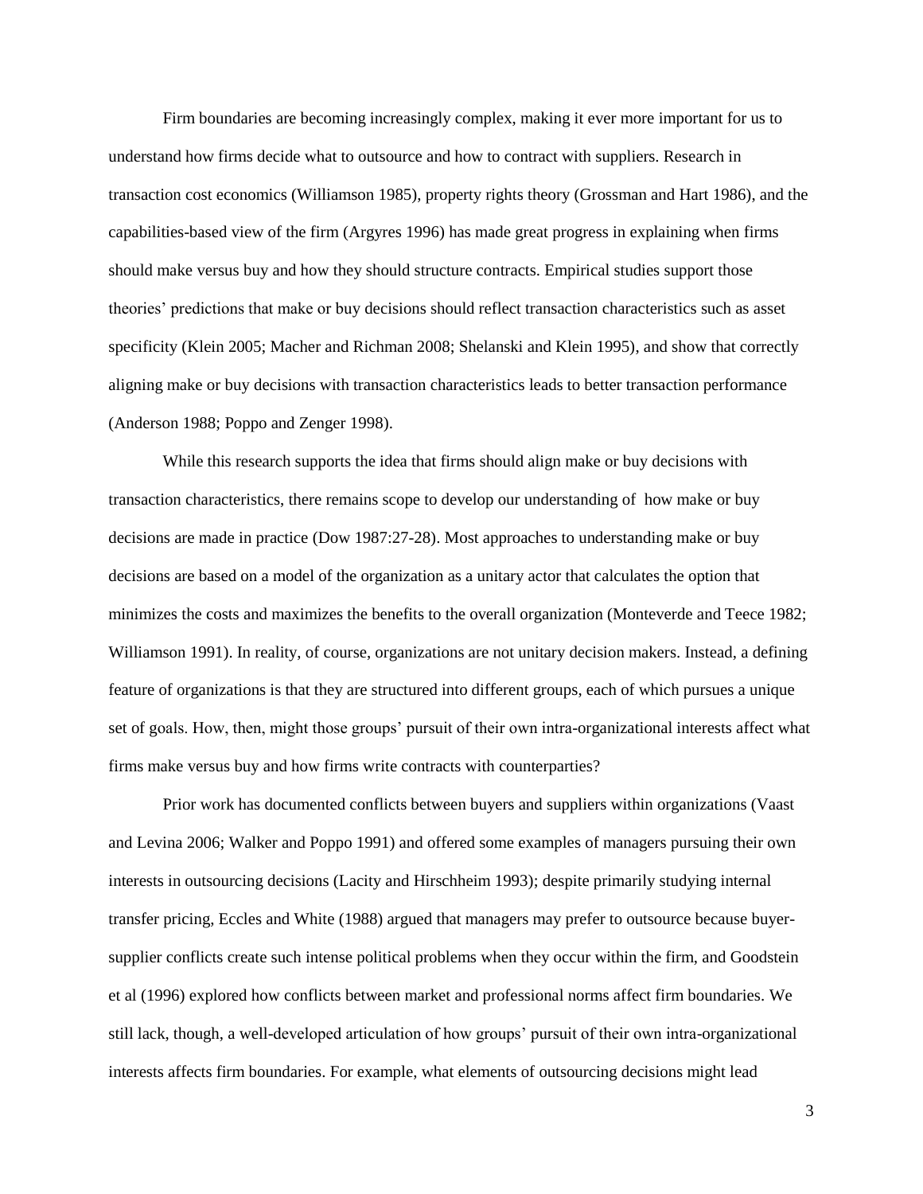Firm boundaries are becoming increasingly complex, making it ever more important for us to understand how firms decide what to outsource and how to contract with suppliers. Research in transaction cost economics (Williamson 1985), property rights theory (Grossman and Hart 1986), and the capabilities-based view of the firm (Argyres 1996) has made great progress in explaining when firms should make versus buy and how they should structure contracts. Empirical studies support those theories' predictions that make or buy decisions should reflect transaction characteristics such as asset specificity (Klein 2005; Macher and Richman 2008; Shelanski and Klein 1995), and show that correctly aligning make or buy decisions with transaction characteristics leads to better transaction performance (Anderson 1988; Poppo and Zenger 1998).

While this research supports the idea that firms should align make or buy decisions with transaction characteristics, there remains scope to develop our understanding of how make or buy decisions are made in practice (Dow 1987:27-28). Most approaches to understanding make or buy decisions are based on a model of the organization as a unitary actor that calculates the option that minimizes the costs and maximizes the benefits to the overall organization (Monteverde and Teece 1982; Williamson 1991). In reality, of course, organizations are not unitary decision makers. Instead, a defining feature of organizations is that they are structured into different groups, each of which pursues a unique set of goals. How, then, might those groups' pursuit of their own intra-organizational interests affect what firms make versus buy and how firms write contracts with counterparties?

Prior work has documented conflicts between buyers and suppliers within organizations (Vaast and Levina 2006; Walker and Poppo 1991) and offered some examples of managers pursuing their own interests in outsourcing decisions (Lacity and Hirschheim 1993); despite primarily studying internal transfer pricing, Eccles and White (1988) argued that managers may prefer to outsource because buyer-supplier conflicts create such intense political problems when they occur within the firm, and Goodstein et al (1996) explored how conflicts between market and professional norms affect firm boundaries. We still lack, though, a well-developed articulation of how groups' pursuit of their own intra-organizational interests affects firm boundaries. For example, what elements of outsourcing decisions might lead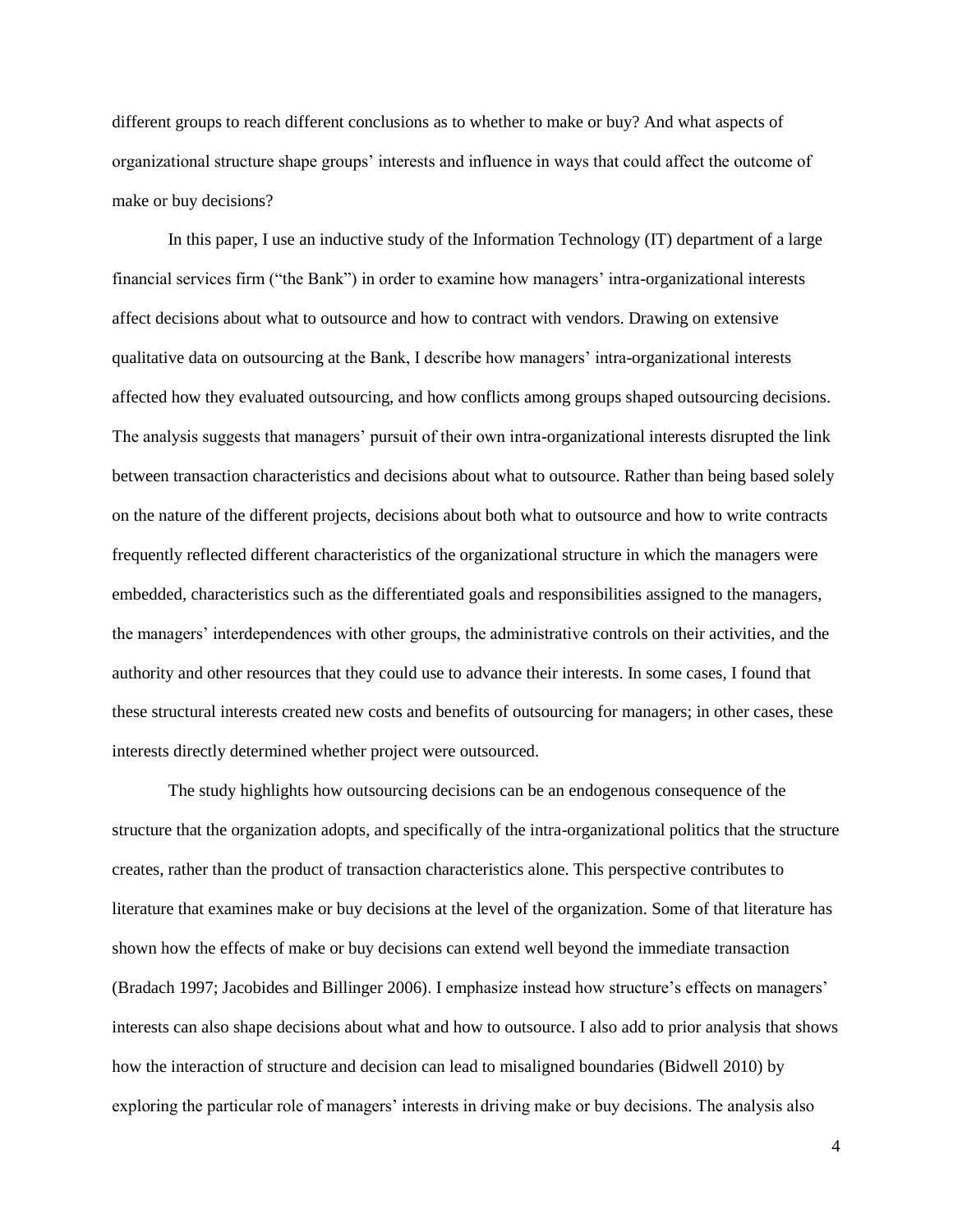different groups to reach different conclusions as to whether to make or buy? And what aspects of organizational structure shape groups' interests and influence in ways that could affect the outcome of make or buy decisions?

In this paper, I use an inductive study of the Information Technology (IT) department of a large financial services firm ("the Bank") in order to examine how managers' intra-organizational interests affect decisions about what to outsource and how to contract with vendors. Drawing on extensive qualitative data on outsourcing at the Bank, I describe how managers' intra-organizational interests affected how they evaluated outsourcing, and how conflicts among groups shaped outsourcing decisions. The analysis suggests that managers' pursuit of their own intra-organizational interests disrupted the link between transaction characteristics and decisions about what to outsource. Rather than being based solely on the nature of the different projects, decisions about both what to outsource and how to write contracts frequently reflected different characteristics of the organizational structure in which the managers were embedded, characteristics such as the differentiated goals and responsibilities assigned to the managers, the managers' interdependences with other groups, the administrative controls on their activities, and the authority and other resources that they could use to advance their interests. In some cases, I found that these structural interests created new costs and benefits of outsourcing for managers; in other cases, these interests directly determined whether project were outsourced.

The study highlights how outsourcing decisions can be an endogenous consequence of the structure that the organization adopts, and specifically of the intra-organizational politics that the structure creates, rather than the product of transaction characteristics alone. This perspective contributes to literature that examines make or buy decisions at the level of the organization. Some of that literature has shown how the effects of make or buy decisions can extend well beyond the immediate transaction (Bradach 1997; Jacobides and Billinger 2006). I emphasize instead how structure's effects on managers' interests can also shape decisions about what and how to outsource. I also add to prior analysis that shows how the interaction of structure and decision can lead to misaligned boundaries (Bidwell 2010) by exploring the particular role of managers' interests in driving make or buy decisions. The analysis also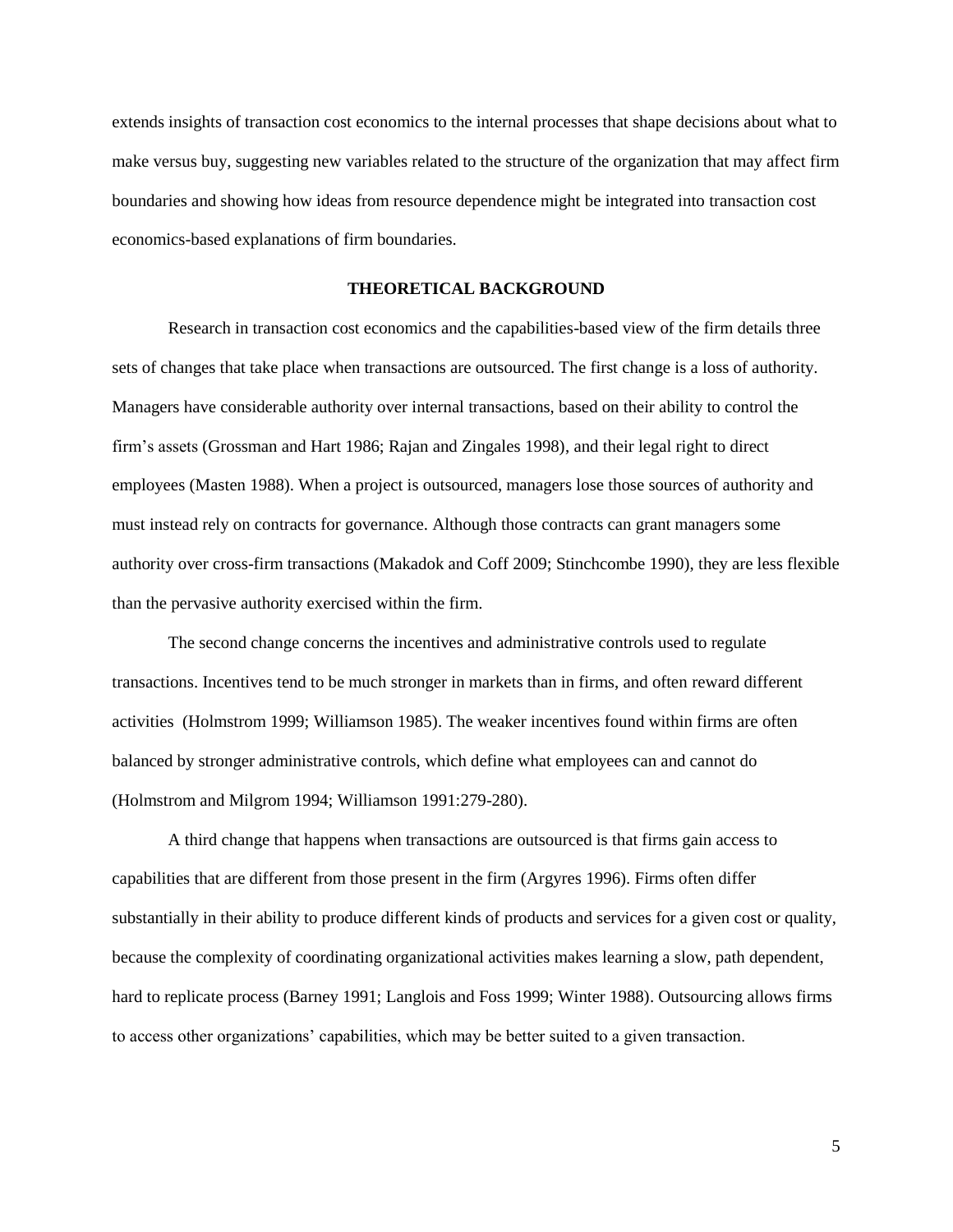extends insights of transaction cost economics to the internal processes that shape decisions about what to make versus buy, suggesting new variables related to the structure of the organization that may affect firm boundaries and showing how ideas from resource dependence might be integrated into transaction cost economics-based explanations of firm boundaries.

## THEORETICAL BACKGROUND

Research in transaction cost economics and the capabilities-based view of the firm details three sets of changes that take place when transactions are outsourced. The first change is a loss of authority. Managers have considerable authority over internal transactions, based on their ability to control the firm's assets (Grossman and Hart 1986; Rajan and Zingales 1998), and their legal right to direct employees (Masten 1988). When a project is outsourced, managers lose those sources of authority and must instead rely on contracts for governance. Although those contracts can grant managers some authority over cross-firm transactions (Makadok and Coff 2009; Stinchcombe 1990), they are less flexible than the pervasive authority exercised within the firm.

The second change concerns the incentives and administrative controls used to regulate transactions. Incentives tend to be much stronger in markets than in firms, and often reward different activities (Holmstrom 1999; Williamson 1985). The weaker incentives found within firms are often balanced by stronger administrative controls, which define what employees can and cannot do (Holmstrom and Milgrom 1994; Williamson 1991:279-280).

A third change that happens when transactions are outsourced is that firms gain access to capabilities that are different from those present in the firm (Argyres 1996). Firms often differ substantially in their ability to produce different kinds of products and services for a given cost or quality, because the complexity of coordinating organizational activities makes learning a slow, path dependent, hard to replicate process (Barney 1991; Langlois and Foss 1999; Winter 1988). Outsourcing allows firms to access other organizations' capabilities, which may be better suited to a given transaction.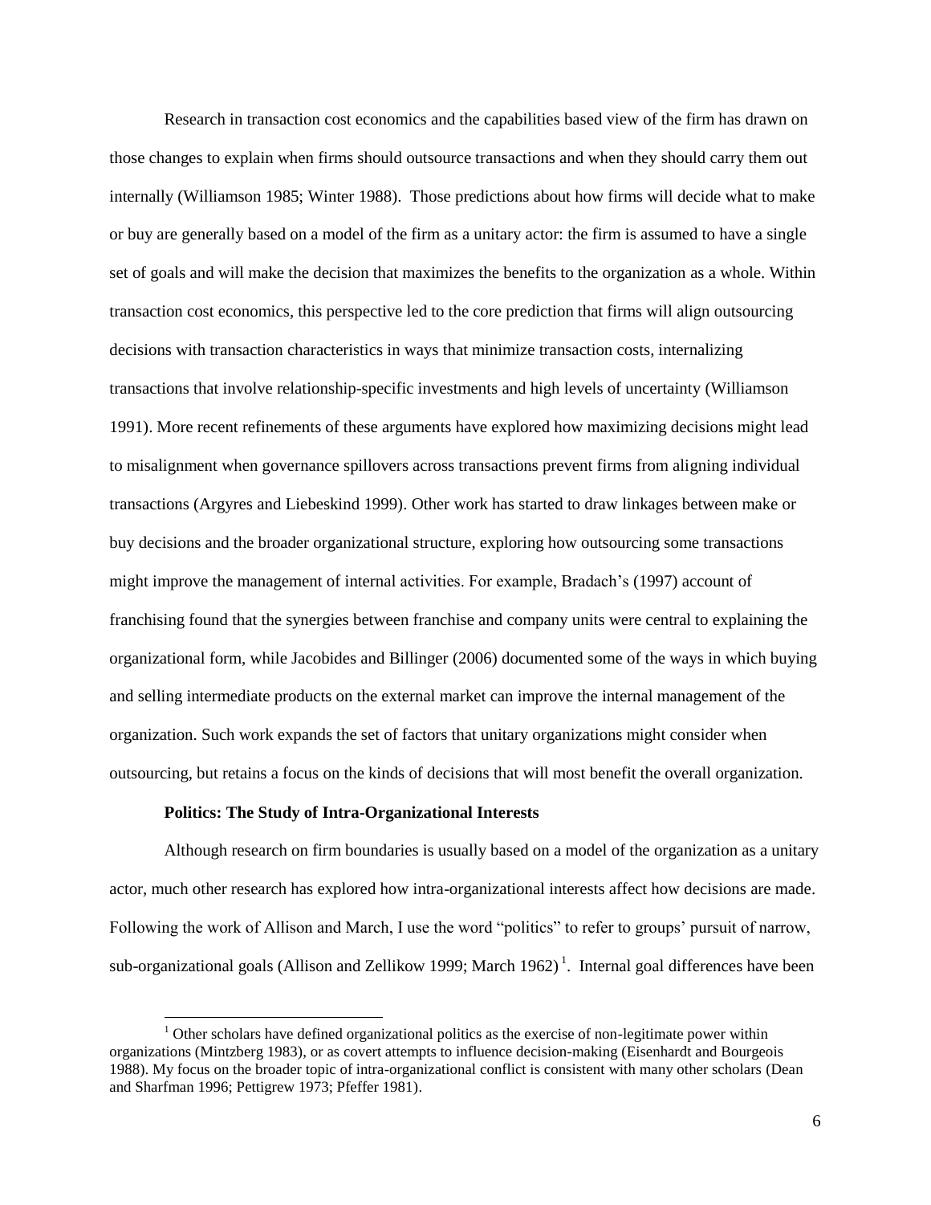Research in transaction cost economics and the capabilities based view of the firm has drawn on those changes to explain when firms should outsource transactions and when they should carry them out internally (Williamson 1985; Winter 1988). Those predictions about how firms will decide what to make or buy are generally based on a model of the firm as a unitary actor: the firm is assumed to have a single set of goals and will make the decision that maximizes the benefits to the organization as a whole. Within transaction cost economics, this perspective led to the core prediction that firms will align outsourcing decisions with transaction characteristics in ways that minimize transaction costs, internalizing transactions that involve relationship-specific investments and high levels of uncertainty (Williamson 1991). More recent refinements of these arguments have explored how maximizing decisions might lead to misalignment when governance spillovers across transactions prevent firms from aligning individual transactions (Argyres and Liebeskind 1999). Other work has started to draw linkages between make or buy decisions and the broader organizational structure, exploring how outsourcing some transactions might improve the management of internal activities. For example, Bradach's (1997) account of franchising found that the synergies between franchise and company units were central to explaining the organizational form, while Jacobides and Billinger (2006) documented some of the ways in which buying and selling intermediate products on the external market can improve the internal management of the organization. Such work expands the set of factors that unitary organizations might consider when outsourcing, but retains a focus on the kinds of decisions that will most benefit the overall organization.

**Politics: The Study of Intra-Organizational Interests**

Although research on firm boundaries is usually based on a model of the organization as a unitary actor, much other research has explored how intra-organizational interests affect how decisions are made. Following the work of Allison and March, I use the word "politics" to refer to groups' pursuit of narrow, sub-organizational goals (Allison and Zellikow 1999; March 1962) [1]. Internal goal differences have been

[1] Other scholars have defined organizational politics as the exercise of non-legitimate power within organizations (Mintzberg 1983), or as covert attempts to influence decision-making (Eisenhardt and Bourgeois 1988). My focus on the broader topic of intra-organizational conflict is consistent with many other scholars (Dean and Sharfman 1996; Pettigrew 1973; Pfeffer 1981).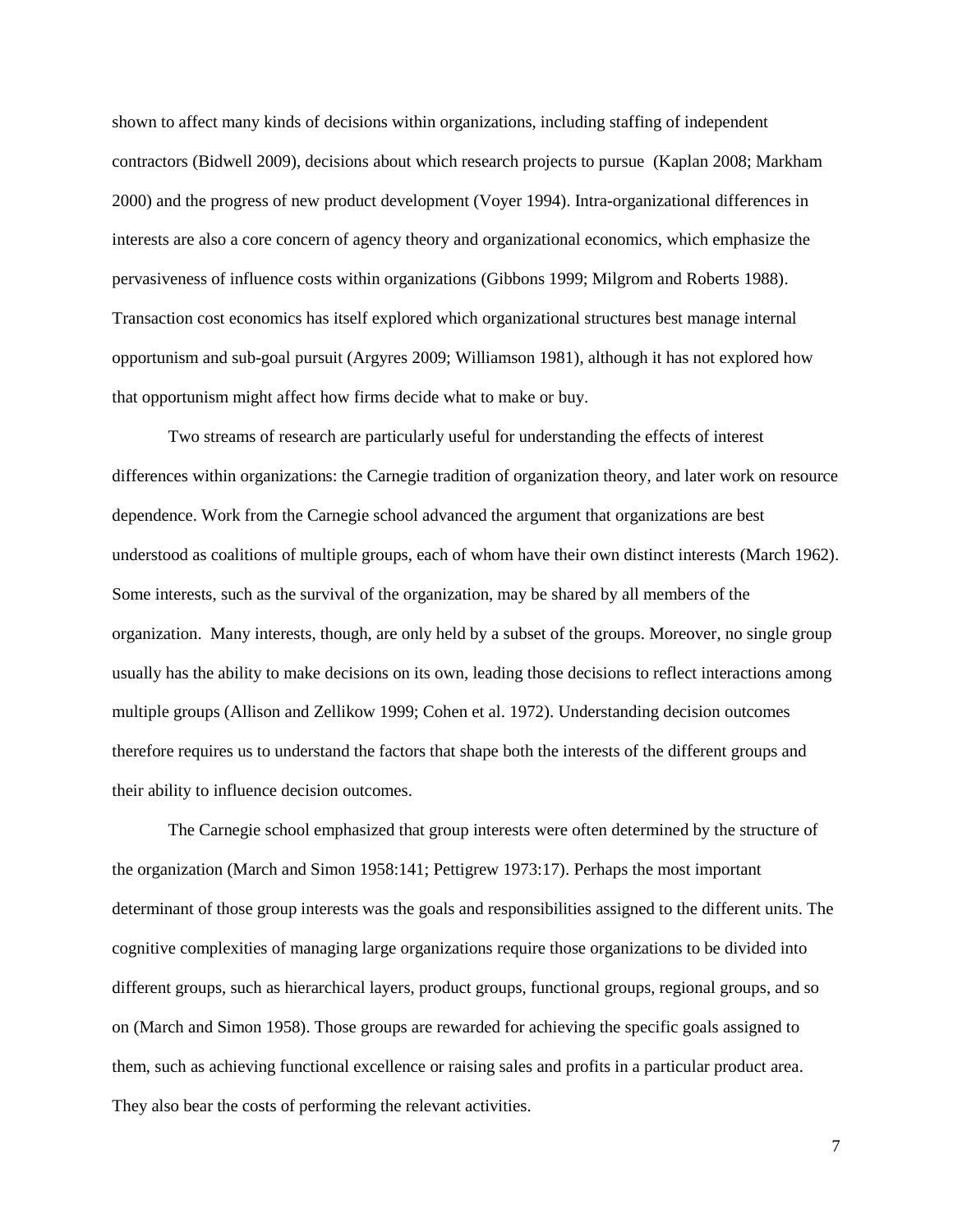shown to affect many kinds of decisions within organizations, including staffing of independent contractors (Bidwell 2009), decisions about which research projects to pursue (Kaplan 2008; Markham 2000) and the progress of new product development (Voyer 1994). Intra-organizational differences in interests are also a core concern of agency theory and organizational economics, which emphasize the pervasiveness of influence costs within organizations (Gibbons 1999; Milgrom and Roberts 1988). Transaction cost economics has itself explored which organizational structures best manage internal opportunism and sub-goal pursuit (Argyres 2009; Williamson 1981), although it has not explored how that opportunism might affect how firms decide what to make or buy.

Two streams of research are particularly useful for understanding the effects of interest differences within organizations: the Carnegie tradition of organization theory, and later work on resource dependence. Work from the Carnegie school advanced the argument that organizations are best understood as coalitions of multiple groups, each of whom have their own distinct interests (March 1962). Some interests, such as the survival of the organization, may be shared by all members of the organization. Many interests, though, are only held by a subset of the groups. Moreover, no single group usually has the ability to make decisions on its own, leading those decisions to reflect interactions among multiple groups (Allison and Zellikow 1999; Cohen et al. 1972). Understanding decision outcomes therefore requires us to understand the factors that shape both the interests of the different groups and their ability to influence decision outcomes.

The Carnegie school emphasized that group interests were often determined by the structure of the organization (March and Simon 1958:141; Pettigrew 1973:17). Perhaps the most important determinant of those group interests was the goals and responsibilities assigned to the different units. The cognitive complexities of managing large organizations require those organizations to be divided into different groups, such as hierarchical layers, product groups, functional groups, regional groups, and so on (March and Simon 1958). Those groups are rewarded for achieving the specific goals assigned to them, such as achieving functional excellence or raising sales and profits in a particular product area. They also bear the costs of performing the relevant activities.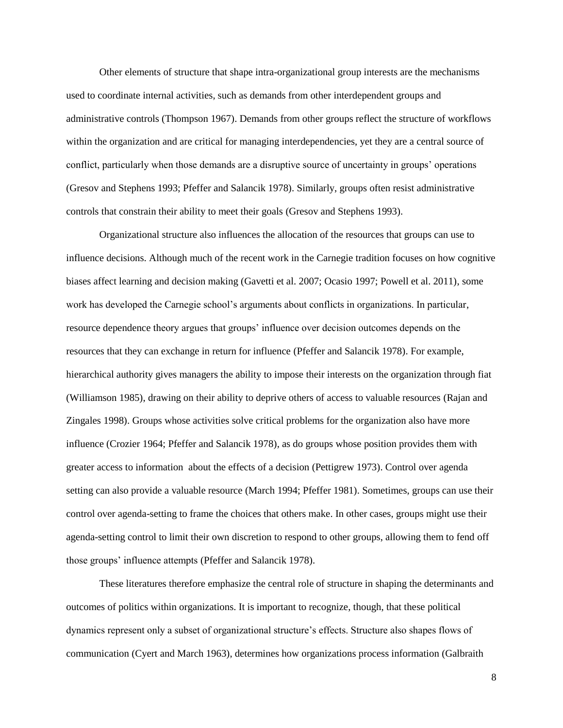Other elements of structure that shape intra-organizational group interests are the mechanisms used to coordinate internal activities, such as demands from other interdependent groups and administrative controls (Thompson 1967). Demands from other groups reflect the structure of workflows within the organization and are critical for managing interdependencies, yet they are a central source of conflict, particularly when those demands are a disruptive source of uncertainty in groups' operations (Gresov and Stephens 1993; Pfeffer and Salancik 1978). Similarly, groups often resist administrative controls that constrain their ability to meet their goals (Gresov and Stephens 1993).

Organizational structure also influences the allocation of the resources that groups can use to influence decisions. Although much of the recent work in the Carnegie tradition focuses on how cognitive biases affect learning and decision making (Gavetti et al. 2007; Ocasio 1997; Powell et al. 2011), some work has developed the Carnegie school's arguments about conflicts in organizations. In particular, resource dependence theory argues that groups' influence over decision outcomes depends on the resources that they can exchange in return for influence (Pfeffer and Salancik 1978). For example, hierarchical authority gives managers the ability to impose their interests on the organization through fiat (Williamson 1985), drawing on their ability to deprive others of access to valuable resources (Rajan and Zingales 1998). Groups whose activities solve critical problems for the organization also have more influence (Crozier 1964; Pfeffer and Salancik 1978), as do groups whose position provides them with greater access to information about the effects of a decision (Pettigrew 1973). Control over agenda setting can also provide a valuable resource (March 1994; Pfeffer 1981). Sometimes, groups can use their control over agenda-setting to frame the choices that others make. In other cases, groups might use their agenda-setting control to limit their own discretion to respond to other groups, allowing them to fend off those groups' influence attempts (Pfeffer and Salancik 1978).

These literatures therefore emphasize the central role of structure in shaping the determinants and outcomes of politics within organizations. It is important to recognize, though, that these political dynamics represent only a subset of organizational structure's effects. Structure also shapes flows of communication (Cyert and March 1963), determines how organizations process information (Galbraith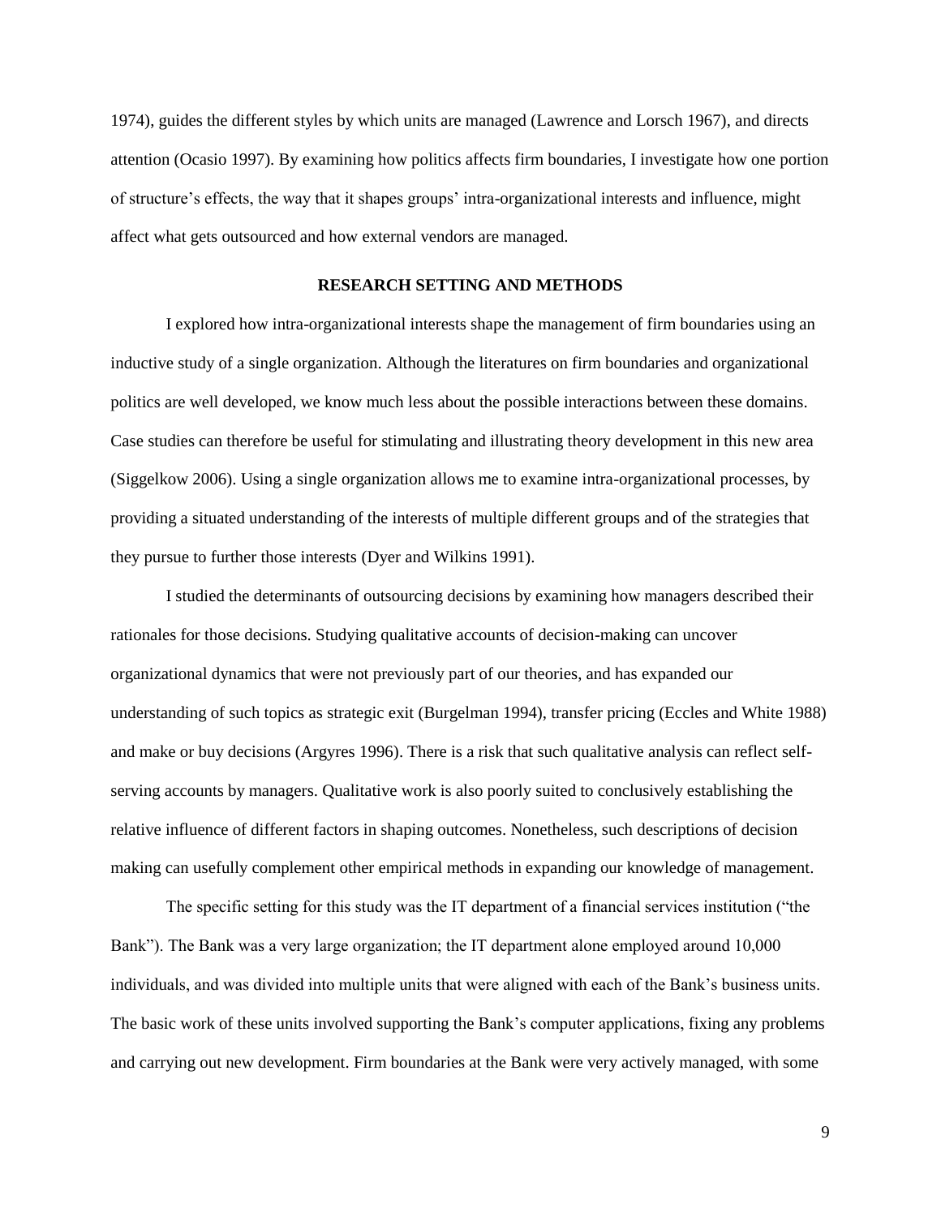1974), guides the different styles by which units are managed (Lawrence and Lorsch 1967), and directs attention (Ocasio 1997). By examining how politics affects firm boundaries, I investigate how one portion of structure's effects, the way that it shapes groups' intra-organizational interests and influence, might affect what gets outsourced and how external vendors are managed.

## RESEARCH SETTING AND METHODS

I explored how intra-organizational interests shape the management of firm boundaries using an inductive study of a single organization. Although the literatures on firm boundaries and organizational politics are well developed, we know much less about the possible interactions between these domains. Case studies can therefore be useful for stimulating and illustrating theory development in this new area (Siggelkow 2006). Using a single organization allows me to examine intra-organizational processes, by providing a situated understanding of the interests of multiple different groups and of the strategies that they pursue to further those interests (Dyer and Wilkins 1991).

I studied the determinants of outsourcing decisions by examining how managers described their rationales for those decisions. Studying qualitative accounts of decision-making can uncover organizational dynamics that were not previously part of our theories, and has expanded our understanding of such topics as strategic exit (Burgelman 1994), transfer pricing (Eccles and White 1988) and make or buy decisions (Argyres 1996). There is a risk that such qualitative analysis can reflect self-serving accounts by managers. Qualitative work is also poorly suited to conclusively establishing the relative influence of different factors in shaping outcomes. Nonetheless, such descriptions of decision making can usefully complement other empirical methods in expanding our knowledge of management.

The specific setting for this study was the IT department of a financial services institution ("the Bank"). The Bank was a very large organization; the IT department alone employed around 10,000 individuals, and was divided into multiple units that were aligned with each of the Bank's business units. The basic work of these units involved supporting the Bank's computer applications, fixing any problems and carrying out new development. Firm boundaries at the Bank were very actively managed, with some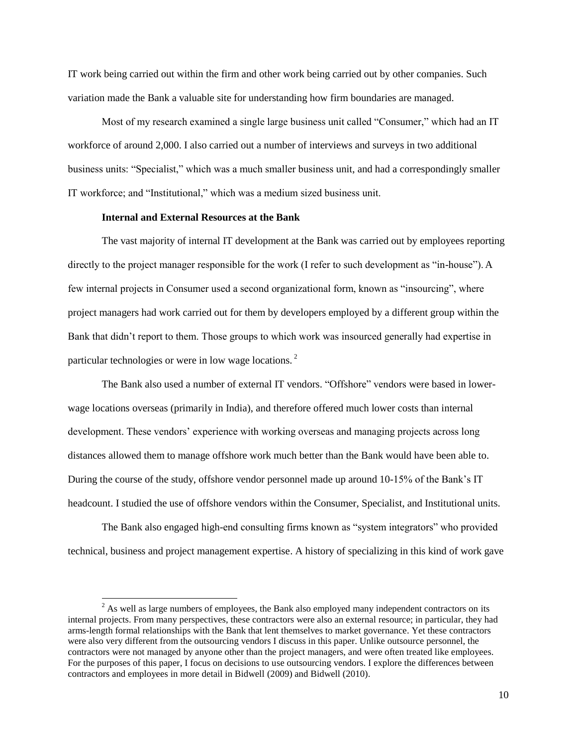IT work being carried out within the firm and other work being carried out by other companies. Such variation made the Bank a valuable site for understanding how firm boundaries are managed.

Most of my research examined a single large business unit called "Consumer," which had an IT workforce of around 2,000. I also carried out a number of interviews and surveys in two additional business units: "Specialist," which was a much smaller business unit, and had a correspondingly smaller IT workforce; and "Institutional," which was a medium sized business unit.

**Internal and External Resources at the Bank**

The vast majority of internal IT development at the Bank was carried out by employees reporting directly to the project manager responsible for the work (I refer to such development as "in-house"). A few internal projects in Consumer used a second organizational form, known as "insourcing", where project managers had work carried out for them by developers employed by a different group within the Bank that didn't report to them. Those groups to which work was insourced generally had expertise in particular technologies or were in low wage locations. [2]

The Bank also used a number of external IT vendors. "Offshore" vendors were based in lower-wage locations overseas (primarily in India), and therefore offered much lower costs than internal development. These vendors' experience with working overseas and managing projects across long distances allowed them to manage offshore work much better than the Bank would have been able to. During the course of the study, offshore vendor personnel made up around 10-15% of the Bank's IT headcount. I studied the use of offshore vendors within the Consumer, Specialist, and Institutional units.

The Bank also engaged high-end consulting firms known as "system integrators" who provided technical, business and project management expertise. A history of specializing in this kind of work gave

[2] As well as large numbers of employees, the Bank also employed many independent contractors on its internal projects. From many perspectives, these contractors were also an external resource; in particular, they had arms-length formal relationships with the Bank that lent themselves to market governance. Yet these contractors were also very different from the outsourcing vendors I discuss in this paper. Unlike outsource personnel, the contractors were not managed by anyone other than the project managers, and were often treated like employees. For the purposes of this paper, I focus on decisions to use outsourcing vendors. I explore the differences between contractors and employees in more detail in Bidwell (2009) and Bidwell (2010).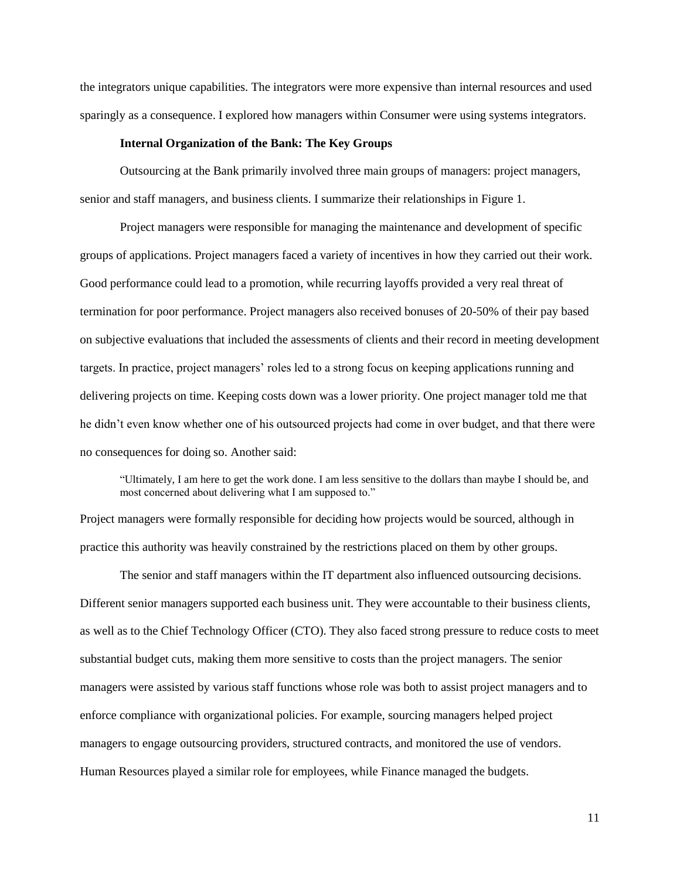the integrators unique capabilities. The integrators were more expensive than internal resources and used sparingly as a consequence. I explored how managers within Consumer were using systems integrators.

### Internal Organization of the Bank: The Key Groups

Outsourcing at the Bank primarily involved three main groups of managers: project managers, senior and staff managers, and business clients. I summarize their relationships in Figure 1.

Project managers were responsible for managing the maintenance and development of specific groups of applications. Project managers faced a variety of incentives in how they carried out their work. Good performance could lead to a promotion, while recurring layoffs provided a very real threat of termination for poor performance. Project managers also received bonuses of 20-50% of their pay based on subjective evaluations that included the assessments of clients and their record in meeting development targets. In practice, project managers' roles led to a strong focus on keeping applications running and delivering projects on time. Keeping costs down was a lower priority. One project manager told me that he didn't even know whether one of his outsourced projects had come in over budget, and that there were no consequences for doing so. Another said:

> "Ultimately, I am here to get the work done. I am less sensitive to the dollars than maybe I should be, and most concerned about delivering what I am supposed to."

Project managers were formally responsible for deciding how projects would be sourced, although in practice this authority was heavily constrained by the restrictions placed on them by other groups.

The senior and staff managers within the IT department also influenced outsourcing decisions. Different senior managers supported each business unit. They were accountable to their business clients, as well as to the Chief Technology Officer (CTO). They also faced strong pressure to reduce costs to meet substantial budget cuts, making them more sensitive to costs than the project managers. The senior managers were assisted by various staff functions whose role was both to assist project managers and to enforce compliance with organizational policies. For example, sourcing managers helped project managers to engage outsourcing providers, structured contracts, and monitored the use of vendors. Human Resources played a similar role for employees, while Finance managed the budgets.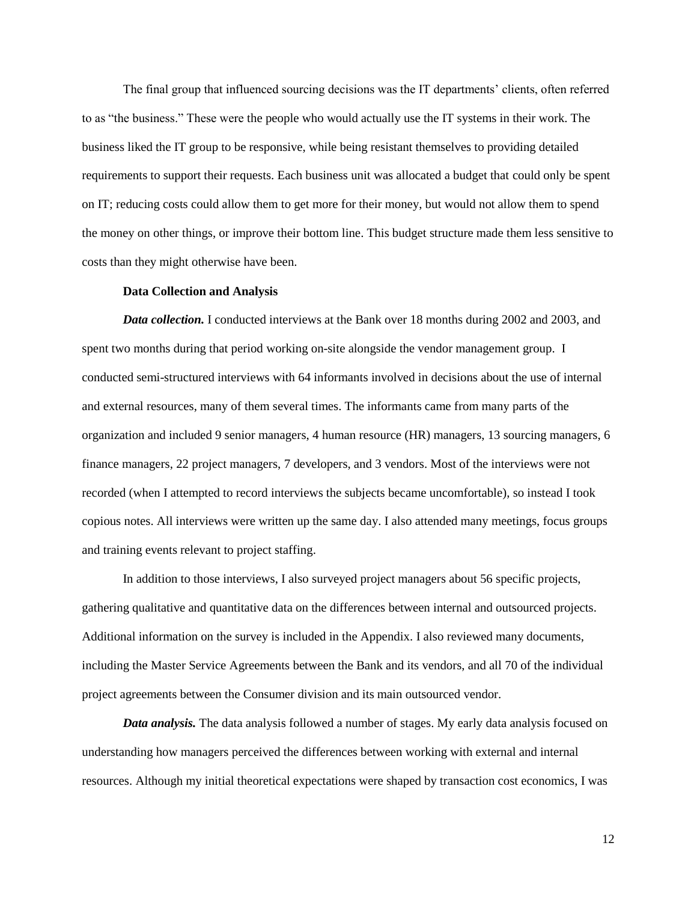The final group that influenced sourcing decisions was the IT departments' clients, often referred to as "the business." These were the people who would actually use the IT systems in their work. The business liked the IT group to be responsive, while being resistant themselves to providing detailed requirements to support their requests. Each business unit was allocated a budget that could only be spent on IT; reducing costs could allow them to get more for their money, but would not allow them to spend the money on other things, or improve their bottom line. This budget structure made them less sensitive to costs than they might otherwise have been.

### Data Collection and Analysis

***Data collection.*** I conducted interviews at the Bank over 18 months during 2002 and 2003, and spent two months during that period working on-site alongside the vendor management group. I conducted semi-structured interviews with 64 informants involved in decisions about the use of internal and external resources, many of them several times. The informants came from many parts of the organization and included 9 senior managers, 4 human resource (HR) managers, 13 sourcing managers, 6 finance managers, 22 project managers, 7 developers, and 3 vendors. Most of the interviews were not recorded (when I attempted to record interviews the subjects became uncomfortable), so instead I took copious notes. All interviews were written up the same day. I also attended many meetings, focus groups and training events relevant to project staffing.

In addition to those interviews, I also surveyed project managers about 56 specific projects, gathering qualitative and quantitative data on the differences between internal and outsourced projects. Additional information on the survey is included in the Appendix. I also reviewed many documents, including the Master Service Agreements between the Bank and its vendors, and all 70 of the individual project agreements between the Consumer division and its main outsourced vendor.

***Data analysis.*** The data analysis followed a number of stages. My early data analysis focused on understanding how managers perceived the differences between working with external and internal resources. Although my initial theoretical expectations were shaped by transaction cost economics, I was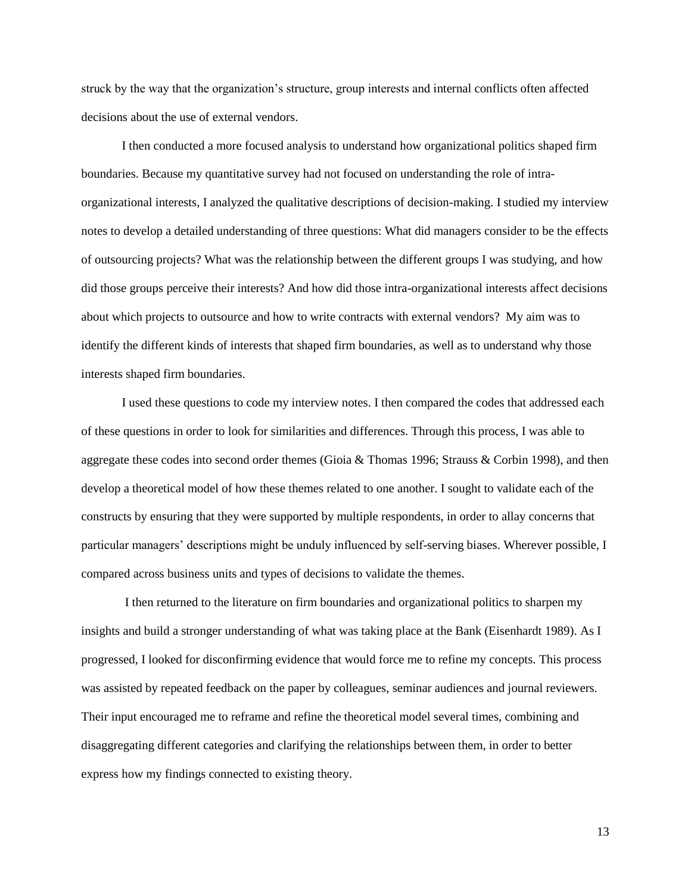struck by the way that the organization's structure, group interests and internal conflicts often affected decisions about the use of external vendors.

I then conducted a more focused analysis to understand how organizational politics shaped firm boundaries. Because my quantitative survey had not focused on understanding the role of intra-organizational interests, I analyzed the qualitative descriptions of decision-making. I studied my interview notes to develop a detailed understanding of three questions: What did managers consider to be the effects of outsourcing projects? What was the relationship between the different groups I was studying, and how did those groups perceive their interests? And how did those intra-organizational interests affect decisions about which projects to outsource and how to write contracts with external vendors? My aim was to identify the different kinds of interests that shaped firm boundaries, as well as to understand why those interests shaped firm boundaries.

I used these questions to code my interview notes. I then compared the codes that addressed each of these questions in order to look for similarities and differences. Through this process, I was able to aggregate these codes into second order themes (Gioia & Thomas 1996; Strauss & Corbin 1998), and then develop a theoretical model of how these themes related to one another. I sought to validate each of the constructs by ensuring that they were supported by multiple respondents, in order to allay concerns that particular managers' descriptions might be unduly influenced by self-serving biases. Wherever possible, I compared across business units and types of decisions to validate the themes.

I then returned to the literature on firm boundaries and organizational politics to sharpen my insights and build a stronger understanding of what was taking place at the Bank (Eisenhardt 1989). As I progressed, I looked for disconfirming evidence that would force me to refine my concepts. This process was assisted by repeated feedback on the paper by colleagues, seminar audiences and journal reviewers. Their input encouraged me to reframe and refine the theoretical model several times, combining and disaggregating different categories and clarifying the relationships between them, in order to better express how my findings connected to existing theory.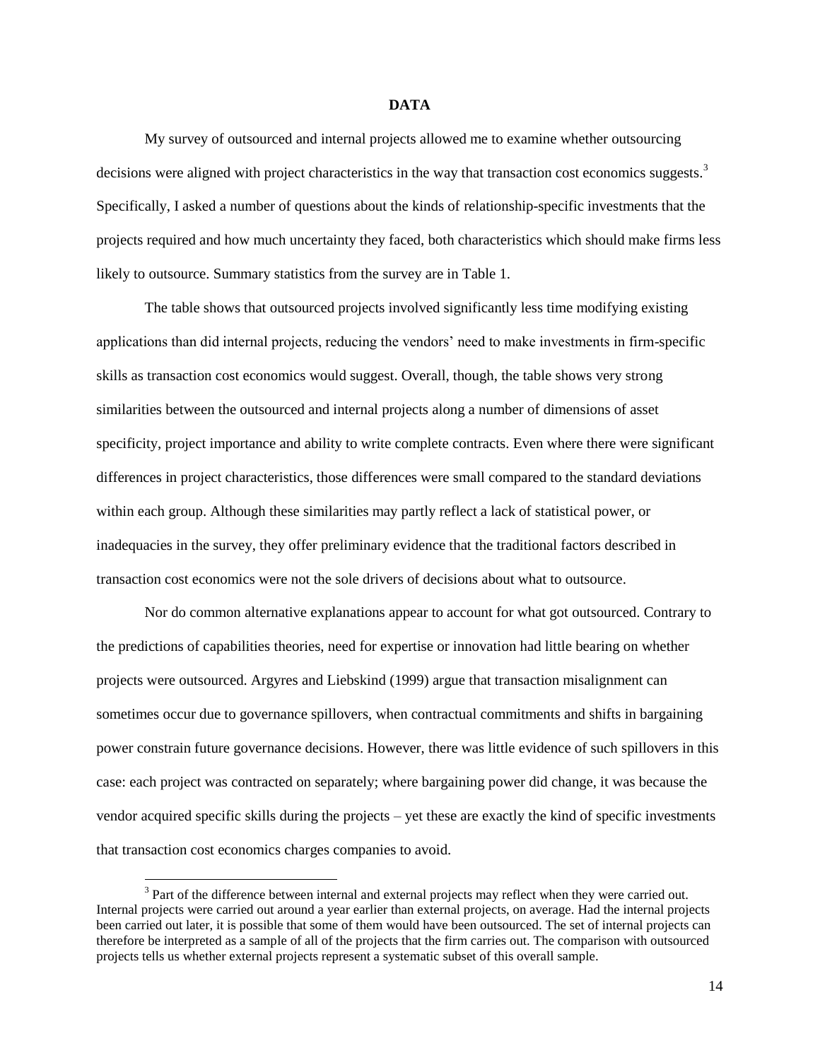## DATA

My survey of outsourced and internal projects allowed me to examine whether outsourcing decisions were aligned with project characteristics in the way that transaction cost economics suggests.[3] Specifically, I asked a number of questions about the kinds of relationship-specific investments that the projects required and how much uncertainty they faced, both characteristics which should make firms less likely to outsource. Summary statistics from the survey are in Table 1.

The table shows that outsourced projects involved significantly less time modifying existing applications than did internal projects, reducing the vendors' need to make investments in firm-specific skills as transaction cost economics would suggest. Overall, though, the table shows very strong similarities between the outsourced and internal projects along a number of dimensions of asset specificity, project importance and ability to write complete contracts. Even where there were significant differences in project characteristics, those differences were small compared to the standard deviations within each group. Although these similarities may partly reflect a lack of statistical power, or inadequacies in the survey, they offer preliminary evidence that the traditional factors described in transaction cost economics were not the sole drivers of decisions about what to outsource.

Nor do common alternative explanations appear to account for what got outsourced. Contrary to the predictions of capabilities theories, need for expertise or innovation had little bearing on whether projects were outsourced. Argyres and Liebskind (1999) argue that transaction misalignment can sometimes occur due to governance spillovers, when contractual commitments and shifts in bargaining power constrain future governance decisions. However, there was little evidence of such spillovers in this case: each project was contracted on separately; where bargaining power did change, it was because the vendor acquired specific skills during the projects – yet these are exactly the kind of specific investments that transaction cost economics charges companies to avoid.

[3] Part of the difference between internal and external projects may reflect when they were carried out. Internal projects were carried out around a year earlier than external projects, on average. Had the internal projects been carried out later, it is possible that some of them would have been outsourced. The set of internal projects can therefore be interpreted as a sample of all of the projects that the firm carries out. The comparison with outsourced projects tells us whether external projects represent a systematic subset of this overall sample.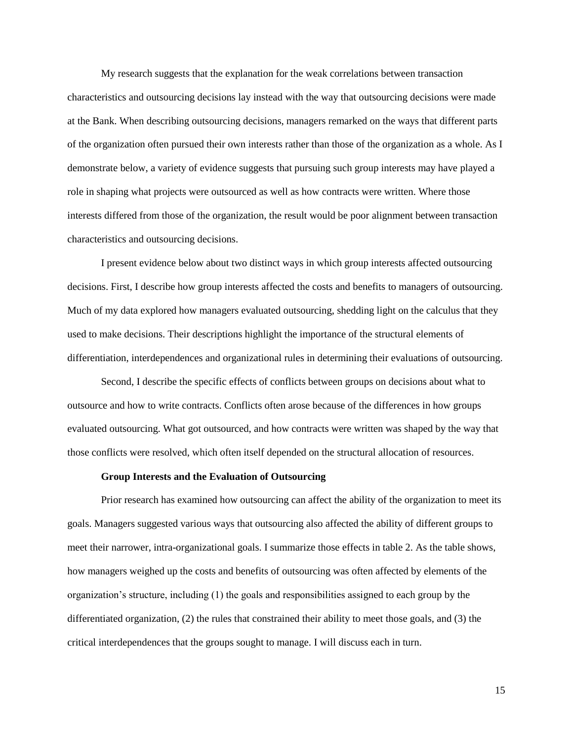My research suggests that the explanation for the weak correlations between transaction characteristics and outsourcing decisions lay instead with the way that outsourcing decisions were made at the Bank. When describing outsourcing decisions, managers remarked on the ways that different parts of the organization often pursued their own interests rather than those of the organization as a whole. As I demonstrate below, a variety of evidence suggests that pursuing such group interests may have played a role in shaping what projects were outsourced as well as how contracts were written. Where those interests differed from those of the organization, the result would be poor alignment between transaction characteristics and outsourcing decisions.

I present evidence below about two distinct ways in which group interests affected outsourcing decisions. First, I describe how group interests affected the costs and benefits to managers of outsourcing. Much of my data explored how managers evaluated outsourcing, shedding light on the calculus that they used to make decisions. Their descriptions highlight the importance of the structural elements of differentiation, interdependences and organizational rules in determining their evaluations of outsourcing.

Second, I describe the specific effects of conflicts between groups on decisions about what to outsource and how to write contracts. Conflicts often arose because of the differences in how groups evaluated outsourcing. What got outsourced, and how contracts were written was shaped by the way that those conflicts were resolved, which often itself depended on the structural allocation of resources.

### Group Interests and the Evaluation of Outsourcing

Prior research has examined how outsourcing can affect the ability of the organization to meet its goals. Managers suggested various ways that outsourcing also affected the ability of different groups to meet their narrower, intra-organizational goals. I summarize those effects in table 2. As the table shows, how managers weighed up the costs and benefits of outsourcing was often affected by elements of the organization's structure, including (1) the goals and responsibilities assigned to each group by the differentiated organization, (2) the rules that constrained their ability to meet those goals, and (3) the critical interdependences that the groups sought to manage. I will discuss each in turn.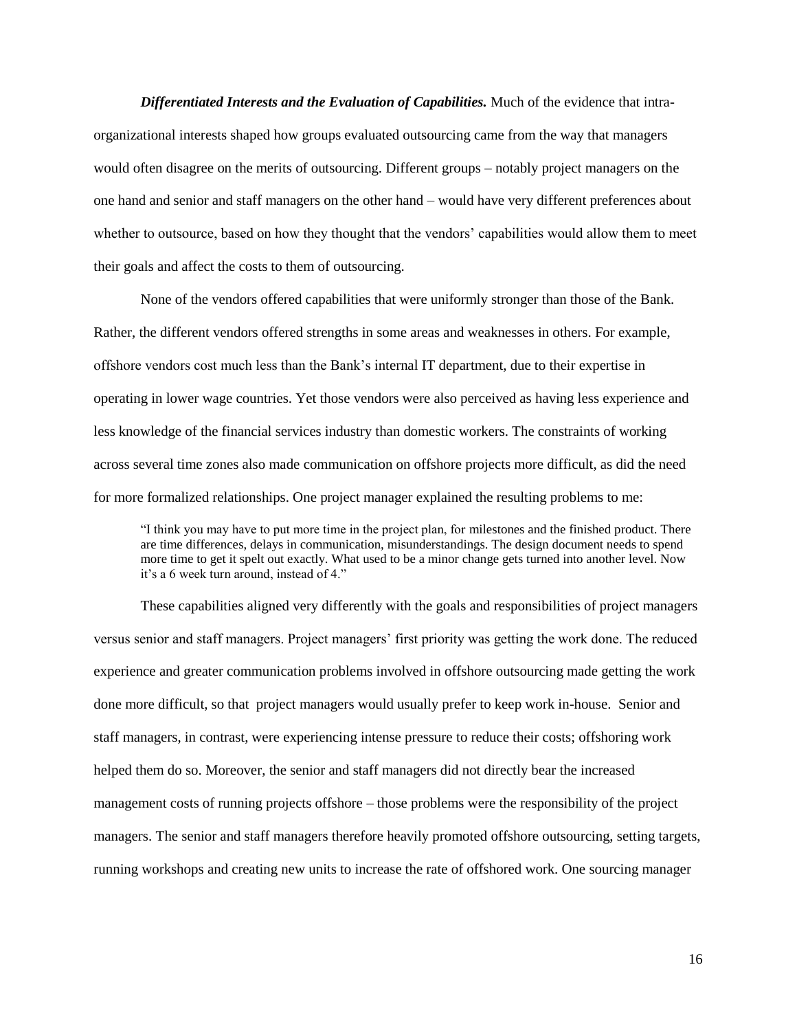***Differentiated Interests and the Evaluation of Capabilities.*** Much of the evidence that intra-organizational interests shaped how groups evaluated outsourcing came from the way that managers would often disagree on the merits of outsourcing. Different groups – notably project managers on the one hand and senior and staff managers on the other hand – would have very different preferences about whether to outsource, based on how they thought that the vendors' capabilities would allow them to meet their goals and affect the costs to them of outsourcing.

None of the vendors offered capabilities that were uniformly stronger than those of the Bank. Rather, the different vendors offered strengths in some areas and weaknesses in others. For example, offshore vendors cost much less than the Bank's internal IT department, due to their expertise in operating in lower wage countries. Yet those vendors were also perceived as having less experience and less knowledge of the financial services industry than domestic workers. The constraints of working across several time zones also made communication on offshore projects more difficult, as did the need for more formalized relationships. One project manager explained the resulting problems to me:

> "I think you may have to put more time in the project plan, for milestones and the finished product. There are time differences, delays in communication, misunderstandings. The design document needs to spend more time to get it spelt out exactly. What used to be a minor change gets turned into another level. Now it's a 6 week turn around, instead of 4."

These capabilities aligned very differently with the goals and responsibilities of project managers versus senior and staff managers. Project managers' first priority was getting the work done. The reduced experience and greater communication problems involved in offshore outsourcing made getting the work done more difficult, so that project managers would usually prefer to keep work in-house. Senior and staff managers, in contrast, were experiencing intense pressure to reduce their costs; offshoring work helped them do so. Moreover, the senior and staff managers did not directly bear the increased management costs of running projects offshore – those problems were the responsibility of the project managers. The senior and staff managers therefore heavily promoted offshore outsourcing, setting targets, running workshops and creating new units to increase the rate of offshored work. One sourcing manager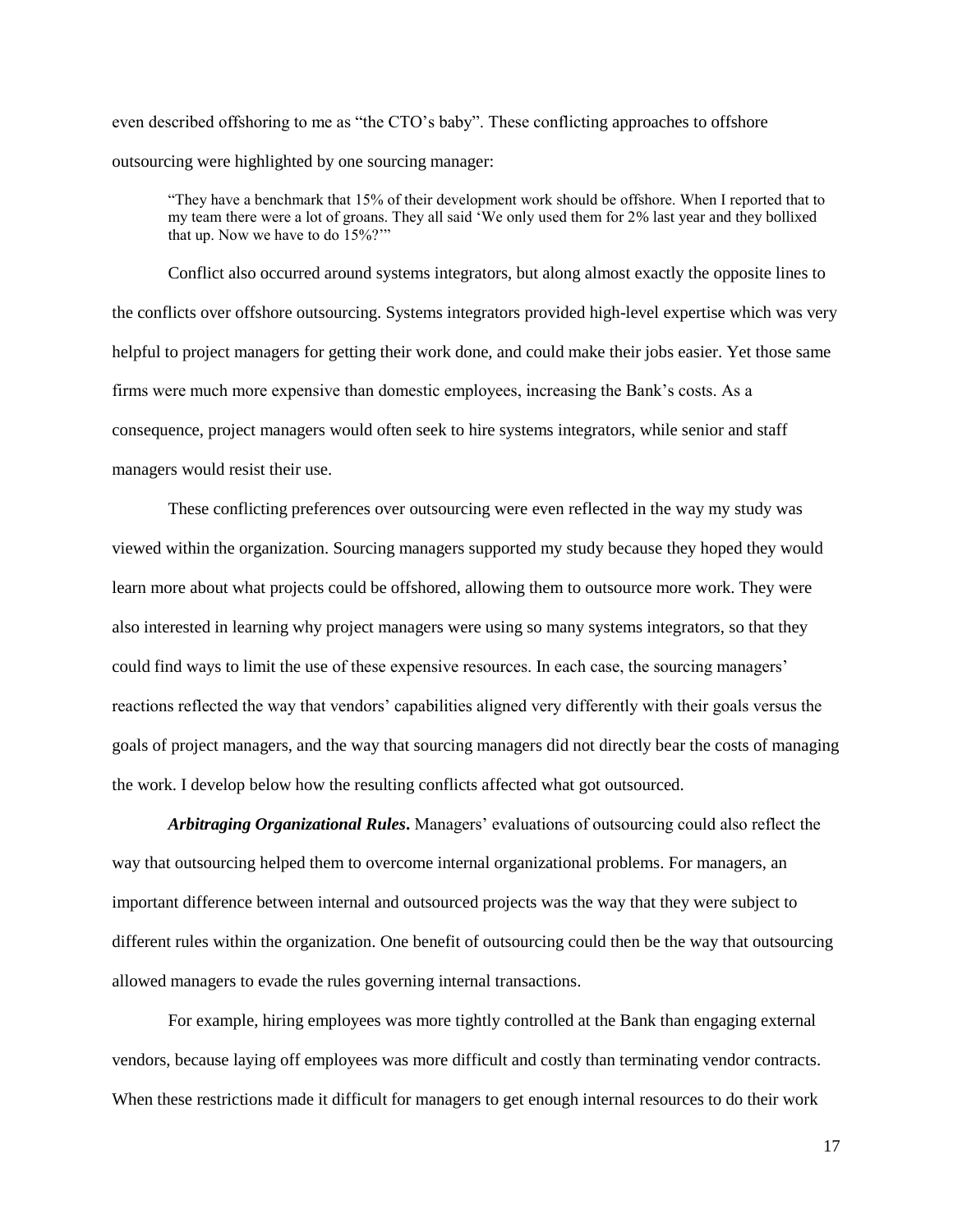even described offshoring to me as "the CTO's baby". These conflicting approaches to offshore outsourcing were highlighted by one sourcing manager:

> "They have a benchmark that 15% of their development work should be offshore. When I reported that to my team there were a lot of groans. They all said 'We only used them for 2% last year and they bollixed that up. Now we have to do 15%?'"

Conflict also occurred around systems integrators, but along almost exactly the opposite lines to the conflicts over offshore outsourcing. Systems integrators provided high-level expertise which was very helpful to project managers for getting their work done, and could make their jobs easier. Yet those same firms were much more expensive than domestic employees, increasing the Bank's costs. As a consequence, project managers would often seek to hire systems integrators, while senior and staff managers would resist their use.

These conflicting preferences over outsourcing were even reflected in the way my study was viewed within the organization. Sourcing managers supported my study because they hoped they would learn more about what projects could be offshored, allowing them to outsource more work. They were also interested in learning why project managers were using so many systems integrators, so that they could find ways to limit the use of these expensive resources. In each case, the sourcing managers' reactions reflected the way that vendors' capabilities aligned very differently with their goals versus the goals of project managers, and the way that sourcing managers did not directly bear the costs of managing the work. I develop below how the resulting conflicts affected what got outsourced.

***Arbitraging Organizational Rules*.** Managers' evaluations of outsourcing could also reflect the way that outsourcing helped them to overcome internal organizational problems. For managers, an important difference between internal and outsourced projects was the way that they were subject to different rules within the organization. One benefit of outsourcing could then be the way that outsourcing allowed managers to evade the rules governing internal transactions.

For example, hiring employees was more tightly controlled at the Bank than engaging external vendors, because laying off employees was more difficult and costly than terminating vendor contracts. When these restrictions made it difficult for managers to get enough internal resources to do their work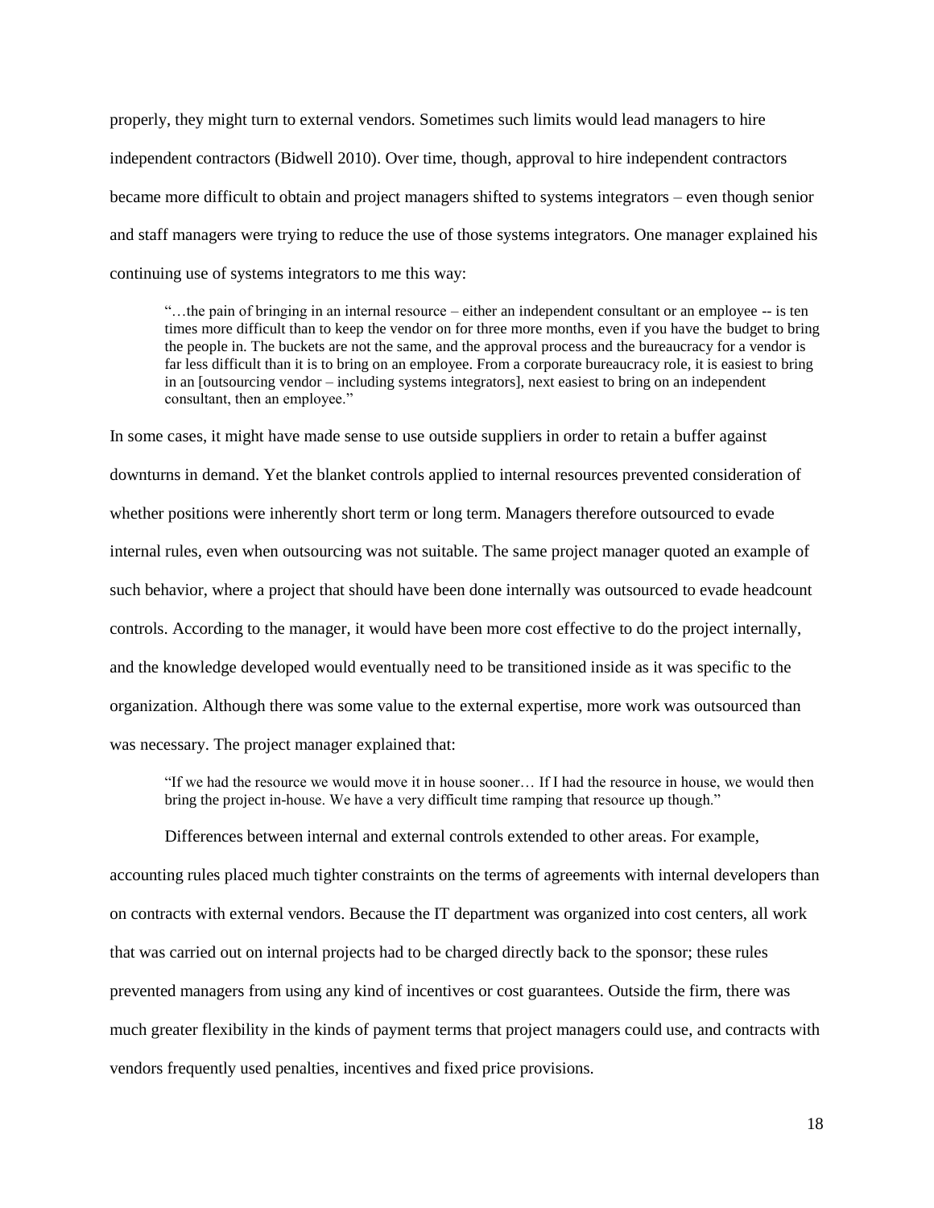properly, they might turn to external vendors. Sometimes such limits would lead managers to hire independent contractors (Bidwell 2010). Over time, though, approval to hire independent contractors became more difficult to obtain and project managers shifted to systems integrators – even though senior and staff managers were trying to reduce the use of those systems integrators. One manager explained his continuing use of systems integrators to me this way:

> "…the pain of bringing in an internal resource – either an independent consultant or an employee -- is ten times more difficult than to keep the vendor on for three more months, even if you have the budget to bring the people in. The buckets are not the same, and the approval process and the bureaucracy for a vendor is far less difficult than it is to bring on an employee. From a corporate bureaucracy role, it is easiest to bring in an [outsourcing vendor – including systems integrators], next easiest to bring on an independent consultant, then an employee."

In some cases, it might have made sense to use outside suppliers in order to retain a buffer against downturns in demand. Yet the blanket controls applied to internal resources prevented consideration of whether positions were inherently short term or long term. Managers therefore outsourced to evade internal rules, even when outsourcing was not suitable. The same project manager quoted an example of such behavior, where a project that should have been done internally was outsourced to evade headcount controls. According to the manager, it would have been more cost effective to do the project internally, and the knowledge developed would eventually need to be transitioned inside as it was specific to the organization. Although there was some value to the external expertise, more work was outsourced than was necessary. The project manager explained that:

> "If we had the resource we would move it in house sooner… If I had the resource in house, we would then bring the project in-house. We have a very difficult time ramping that resource up though."

Differences between internal and external controls extended to other areas. For example, accounting rules placed much tighter constraints on the terms of agreements with internal developers than on contracts with external vendors. Because the IT department was organized into cost centers, all work that was carried out on internal projects had to be charged directly back to the sponsor; these rules prevented managers from using any kind of incentives or cost guarantees. Outside the firm, there was much greater flexibility in the kinds of payment terms that project managers could use, and contracts with vendors frequently used penalties, incentives and fixed price provisions.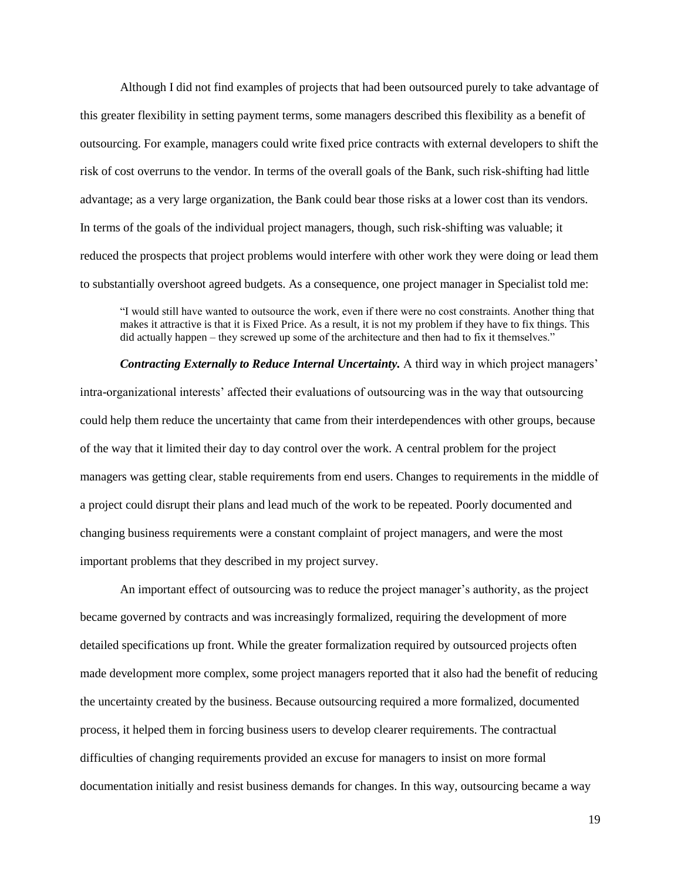Although I did not find examples of projects that had been outsourced purely to take advantage of this greater flexibility in setting payment terms, some managers described this flexibility as a benefit of outsourcing. For example, managers could write fixed price contracts with external developers to shift the risk of cost overruns to the vendor. In terms of the overall goals of the Bank, such risk-shifting had little advantage; as a very large organization, the Bank could bear those risks at a lower cost than its vendors. In terms of the goals of the individual project managers, though, such risk-shifting was valuable; it reduced the prospects that project problems would interfere with other work they were doing or lead them to substantially overshoot agreed budgets. As a consequence, one project manager in Specialist told me:

> "I would still have wanted to outsource the work, even if there were no cost constraints. Another thing that makes it attractive is that it is Fixed Price. As a result, it is not my problem if they have to fix things. This did actually happen – they screwed up some of the architecture and then had to fix it themselves."

***Contracting Externally to Reduce Internal Uncertainty.*** A third way in which project managers' intra-organizational interests' affected their evaluations of outsourcing was in the way that outsourcing could help them reduce the uncertainty that came from their interdependences with other groups, because of the way that it limited their day to day control over the work. A central problem for the project managers was getting clear, stable requirements from end users. Changes to requirements in the middle of a project could disrupt their plans and lead much of the work to be repeated. Poorly documented and changing business requirements were a constant complaint of project managers, and were the most important problems that they described in my project survey.

An important effect of outsourcing was to reduce the project manager's authority, as the project became governed by contracts and was increasingly formalized, requiring the development of more detailed specifications up front. While the greater formalization required by outsourced projects often made development more complex, some project managers reported that it also had the benefit of reducing the uncertainty created by the business. Because outsourcing required a more formalized, documented process, it helped them in forcing business users to develop clearer requirements. The contractual difficulties of changing requirements provided an excuse for managers to insist on more formal documentation initially and resist business demands for changes. In this way, outsourcing became a way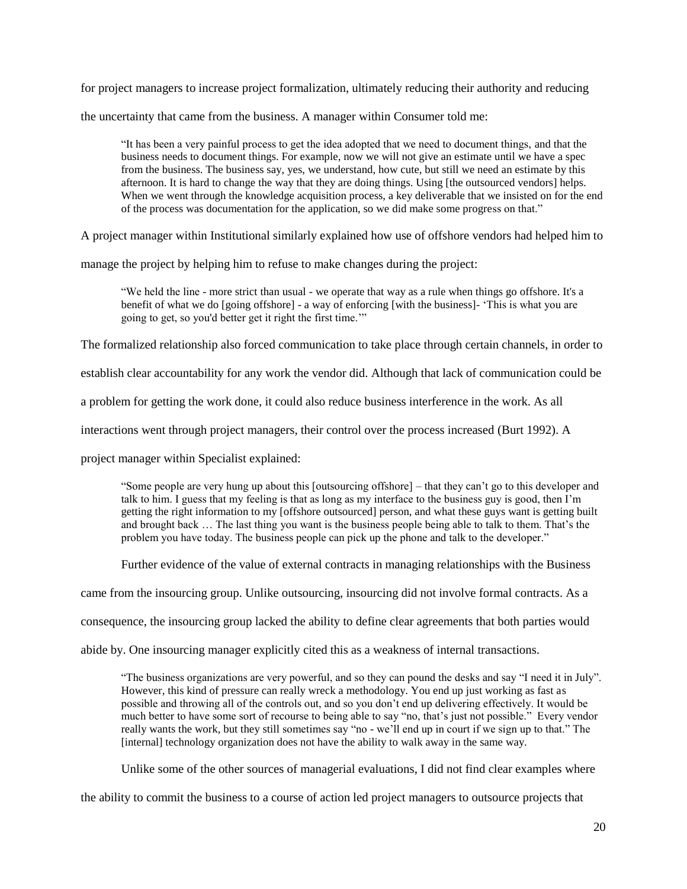for project managers to increase project formalization, ultimately reducing their authority and reducing the uncertainty that came from the business. A manager within Consumer told me:

> "It has been a very painful process to get the idea adopted that we need to document things, and that the business needs to document things. For example, now we will not give an estimate until we have a spec from the business. The business say, yes, we understand, how cute, but still we need an estimate by this afternoon. It is hard to change the way that they are doing things. Using [the outsourced vendors] helps. When we went through the knowledge acquisition process, a key deliverable that we insisted on for the end of the process was documentation for the application, so we did make some progress on that."

A project manager within Institutional similarly explained how use of offshore vendors had helped him to manage the project by helping him to refuse to make changes during the project:

> "We held the line - more strict than usual - we operate that way as a rule when things go offshore. It's a benefit of what we do [going offshore] - a way of enforcing [with the business]- 'This is what you are going to get, so you'd better get it right the first time.'"

The formalized relationship also forced communication to take place through certain channels, in order to establish clear accountability for any work the vendor did. Although that lack of communication could be a problem for getting the work done, it could also reduce business interference in the work. As all interactions went through project managers, their control over the process increased (Burt 1992). A project manager within Specialist explained:

> "Some people are very hung up about this [outsourcing offshore] – that they can't go to this developer and talk to him. I guess that my feeling is that as long as my interface to the business guy is good, then I'm getting the right information to my [offshore outsourced] person, and what these guys want is getting built and brought back … The last thing you want is the business people being able to talk to them. That's the problem you have today. The business people can pick up the phone and talk to the developer."

Further evidence of the value of external contracts in managing relationships with the Business came from the insourcing group. Unlike outsourcing, insourcing did not involve formal contracts. As a consequence, the insourcing group lacked the ability to define clear agreements that both parties would abide by. One insourcing manager explicitly cited this as a weakness of internal transactions.

> "The business organizations are very powerful, and so they can pound the desks and say "I need it in July". However, this kind of pressure can really wreck a methodology. You end up just working as fast as possible and throwing all of the controls out, and so you don't end up delivering effectively. It would be much better to have some sort of recourse to being able to say "no, that's just not possible." Every vendor really wants the work, but they still sometimes say "no - we'll end up in court if we sign up to that." The [internal] technology organization does not have the ability to walk away in the same way.

Unlike some of the other sources of managerial evaluations, I did not find clear examples where the ability to commit the business to a course of action led project managers to outsource projects that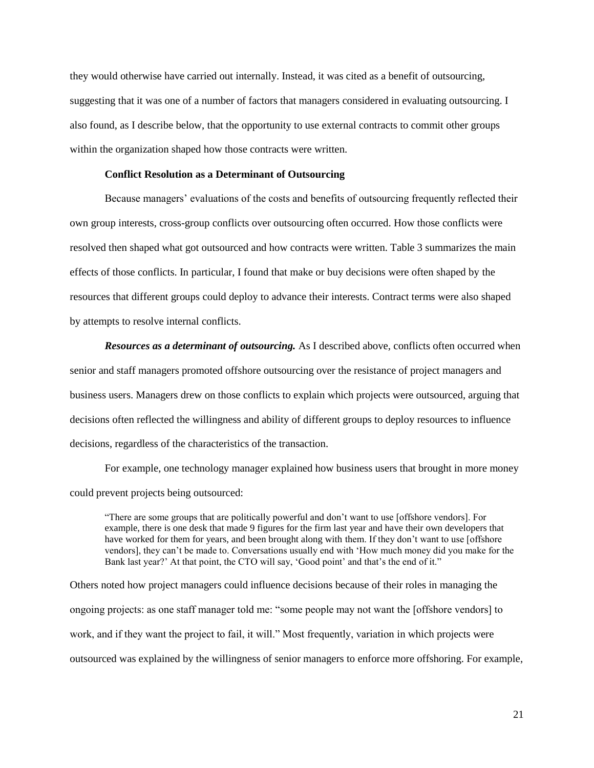they would otherwise have carried out internally. Instead, it was cited as a benefit of outsourcing, suggesting that it was one of a number of factors that managers considered in evaluating outsourcing. I also found, as I describe below, that the opportunity to use external contracts to commit other groups within the organization shaped how those contracts were written.

### Conflict Resolution as a Determinant of Outsourcing

Because managers' evaluations of the costs and benefits of outsourcing frequently reflected their own group interests, cross-group conflicts over outsourcing often occurred. How those conflicts were resolved then shaped what got outsourced and how contracts were written. Table 3 summarizes the main effects of those conflicts. In particular, I found that make or buy decisions were often shaped by the resources that different groups could deploy to advance their interests. Contract terms were also shaped by attempts to resolve internal conflicts.

***Resources as a determinant of outsourcing.*** As I described above, conflicts often occurred when senior and staff managers promoted offshore outsourcing over the resistance of project managers and business users. Managers drew on those conflicts to explain which projects were outsourced, arguing that decisions often reflected the willingness and ability of different groups to deploy resources to influence decisions, regardless of the characteristics of the transaction.

For example, one technology manager explained how business users that brought in more money could prevent projects being outsourced:

> "There are some groups that are politically powerful and don't want to use [offshore vendors]. For example, there is one desk that made 9 figures for the firm last year and have their own developers that have worked for them for years, and been brought along with them. If they don't want to use [offshore vendors], they can't be made to. Conversations usually end with 'How much money did you make for the Bank last year?' At that point, the CTO will say, 'Good point' and that's the end of it."

Others noted how project managers could influence decisions because of their roles in managing the ongoing projects: as one staff manager told me: "some people may not want the [offshore vendors] to work, and if they want the project to fail, it will." Most frequently, variation in which projects were outsourced was explained by the willingness of senior managers to enforce more offshoring. For example,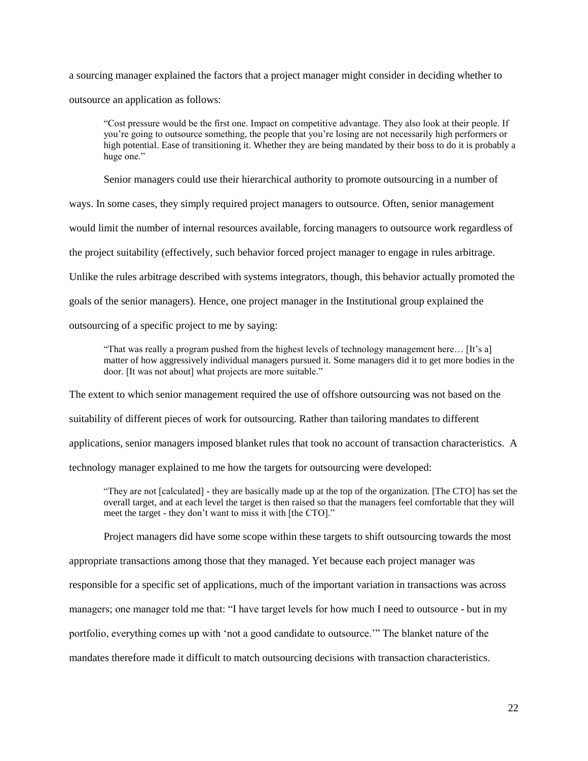a sourcing manager explained the factors that a project manager might consider in deciding whether to outsource an application as follows:

> "Cost pressure would be the first one. Impact on competitive advantage. They also look at their people. If you're going to outsource something, the people that you're losing are not necessarily high performers or high potential. Ease of transitioning it. Whether they are being mandated by their boss to do it is probably a huge one."

Senior managers could use their hierarchical authority to promote outsourcing in a number of ways. In some cases, they simply required project managers to outsource. Often, senior management would limit the number of internal resources available, forcing managers to outsource work regardless of the project suitability (effectively, such behavior forced project manager to engage in rules arbitrage. Unlike the rules arbitrage described with systems integrators, though, this behavior actually promoted the goals of the senior managers). Hence, one project manager in the Institutional group explained the outsourcing of a specific project to me by saying:

> "That was really a program pushed from the highest levels of technology management here… [It's a] matter of how aggressively individual managers pursued it. Some managers did it to get more bodies in the door. [It was not about] what projects are more suitable."

The extent to which senior management required the use of offshore outsourcing was not based on the suitability of different pieces of work for outsourcing. Rather than tailoring mandates to different applications, senior managers imposed blanket rules that took no account of transaction characteristics. A technology manager explained to me how the targets for outsourcing were developed:

> "They are not [calculated] - they are basically made up at the top of the organization. [The CTO] has set the overall target, and at each level the target is then raised so that the managers feel comfortable that they will meet the target - they don't want to miss it with [the CTO]."

Project managers did have some scope within these targets to shift outsourcing towards the most appropriate transactions among those that they managed. Yet because each project manager was responsible for a specific set of applications, much of the important variation in transactions was across managers; one manager told me that: "I have target levels for how much I need to outsource - but in my portfolio, everything comes up with 'not a good candidate to outsource.'" The blanket nature of the mandates therefore made it difficult to match outsourcing decisions with transaction characteristics.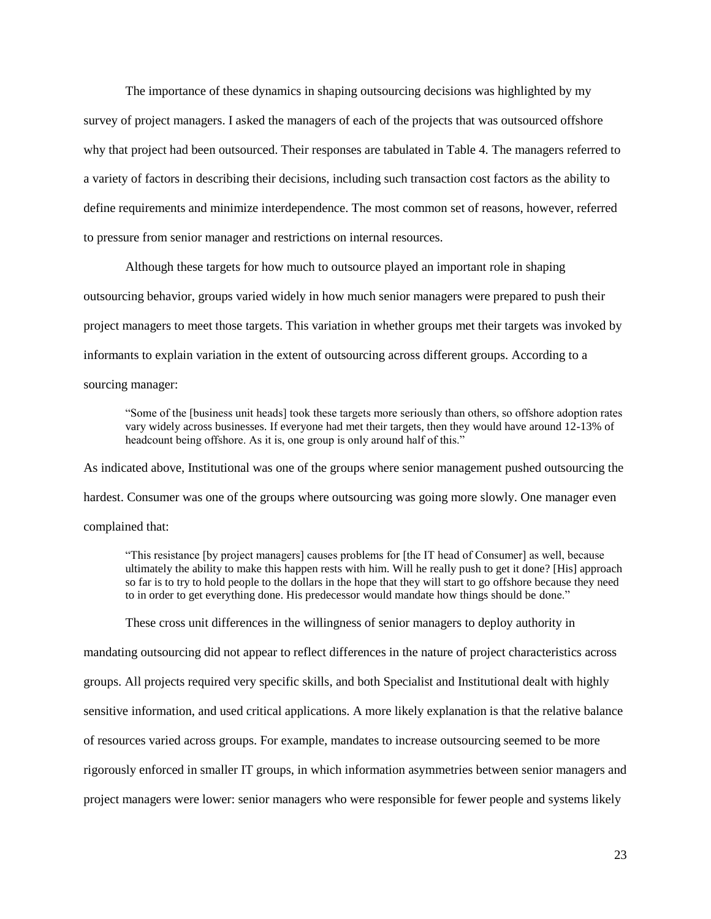The importance of these dynamics in shaping outsourcing decisions was highlighted by my survey of project managers. I asked the managers of each of the projects that was outsourced offshore why that project had been outsourced. Their responses are tabulated in Table 4. The managers referred to a variety of factors in describing their decisions, including such transaction cost factors as the ability to define requirements and minimize interdependence. The most common set of reasons, however, referred to pressure from senior manager and restrictions on internal resources.

Although these targets for how much to outsource played an important role in shaping outsourcing behavior, groups varied widely in how much senior managers were prepared to push their project managers to meet those targets. This variation in whether groups met their targets was invoked by informants to explain variation in the extent of outsourcing across different groups. According to a sourcing manager:

> "Some of the [business unit heads] took these targets more seriously than others, so offshore adoption rates vary widely across businesses. If everyone had met their targets, then they would have around 12-13% of headcount being offshore. As it is, one group is only around half of this."

As indicated above, Institutional was one of the groups where senior management pushed outsourcing the hardest. Consumer was one of the groups where outsourcing was going more slowly. One manager even complained that:

> "This resistance [by project managers] causes problems for [the IT head of Consumer] as well, because ultimately the ability to make this happen rests with him. Will he really push to get it done? [His] approach so far is to try to hold people to the dollars in the hope that they will start to go offshore because they need to in order to get everything done. His predecessor would mandate how things should be done."

These cross unit differences in the willingness of senior managers to deploy authority in mandating outsourcing did not appear to reflect differences in the nature of project characteristics across groups. All projects required very specific skills, and both Specialist and Institutional dealt with highly sensitive information, and used critical applications. A more likely explanation is that the relative balance of resources varied across groups. For example, mandates to increase outsourcing seemed to be more rigorously enforced in smaller IT groups, in which information asymmetries between senior managers and project managers were lower: senior managers who were responsible for fewer people and systems likely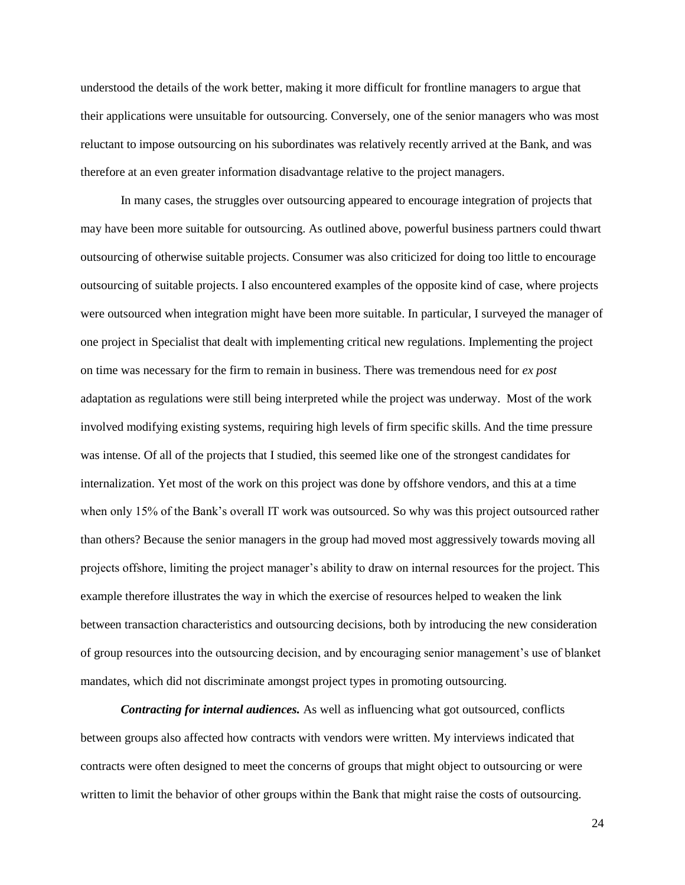understood the details of the work better, making it more difficult for frontline managers to argue that their applications were unsuitable for outsourcing. Conversely, one of the senior managers who was most reluctant to impose outsourcing on his subordinates was relatively recently arrived at the Bank, and was therefore at an even greater information disadvantage relative to the project managers.

In many cases, the struggles over outsourcing appeared to encourage integration of projects that may have been more suitable for outsourcing. As outlined above, powerful business partners could thwart outsourcing of otherwise suitable projects. Consumer was also criticized for doing too little to encourage outsourcing of suitable projects. I also encountered examples of the opposite kind of case, where projects were outsourced when integration might have been more suitable. In particular, I surveyed the manager of one project in Specialist that dealt with implementing critical new regulations. Implementing the project on time was necessary for the firm to remain in business. There was tremendous need for *ex post* adaptation as regulations were still being interpreted while the project was underway. Most of the work involved modifying existing systems, requiring high levels of firm specific skills. And the time pressure was intense. Of all of the projects that I studied, this seemed like one of the strongest candidates for internalization. Yet most of the work on this project was done by offshore vendors, and this at a time when only 15% of the Bank's overall IT work was outsourced. So why was this project outsourced rather than others? Because the senior managers in the group had moved most aggressively towards moving all projects offshore, limiting the project manager's ability to draw on internal resources for the project. This example therefore illustrates the way in which the exercise of resources helped to weaken the link between transaction characteristics and outsourcing decisions, both by introducing the new consideration of group resources into the outsourcing decision, and by encouraging senior management's use of blanket mandates, which did not discriminate amongst project types in promoting outsourcing.

***Contracting for internal audiences.*** As well as influencing what got outsourced, conflicts between groups also affected how contracts with vendors were written. My interviews indicated that contracts were often designed to meet the concerns of groups that might object to outsourcing or were written to limit the behavior of other groups within the Bank that might raise the costs of outsourcing.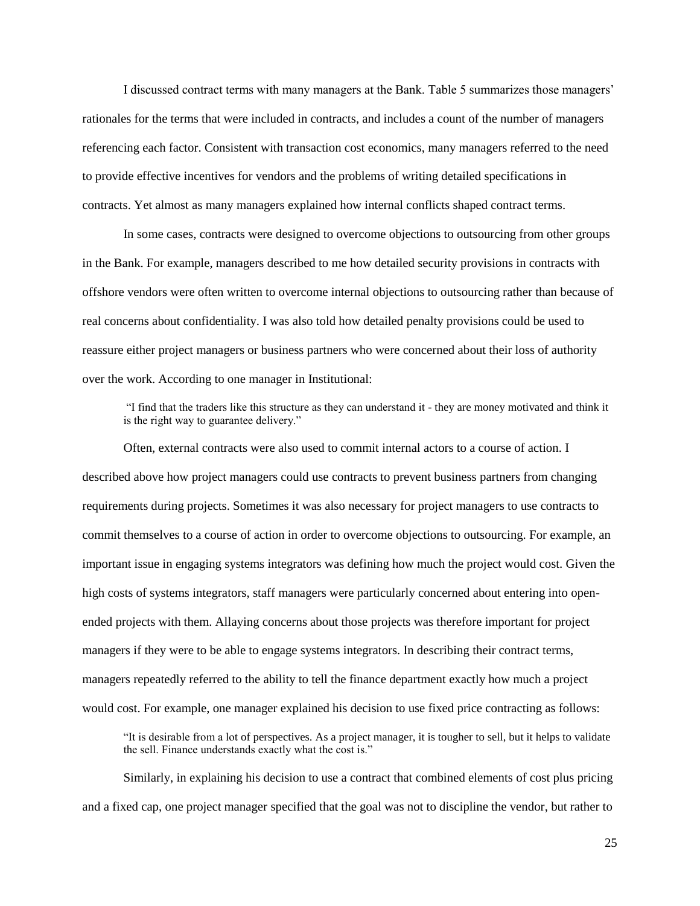I discussed contract terms with many managers at the Bank. Table 5 summarizes those managers' rationales for the terms that were included in contracts, and includes a count of the number of managers referencing each factor. Consistent with transaction cost economics, many managers referred to the need to provide effective incentives for vendors and the problems of writing detailed specifications in contracts. Yet almost as many managers explained how internal conflicts shaped contract terms.

In some cases, contracts were designed to overcome objections to outsourcing from other groups in the Bank. For example, managers described to me how detailed security provisions in contracts with offshore vendors were often written to overcome internal objections to outsourcing rather than because of real concerns about confidentiality. I was also told how detailed penalty provisions could be used to reassure either project managers or business partners who were concerned about their loss of authority over the work. According to one manager in Institutional:

> "I find that the traders like this structure as they can understand it - they are money motivated and think it is the right way to guarantee delivery."

Often, external contracts were also used to commit internal actors to a course of action. I described above how project managers could use contracts to prevent business partners from changing requirements during projects. Sometimes it was also necessary for project managers to use contracts to commit themselves to a course of action in order to overcome objections to outsourcing. For example, an important issue in engaging systems integrators was defining how much the project would cost. Given the high costs of systems integrators, staff managers were particularly concerned about entering into open-ended projects with them. Allaying concerns about those projects was therefore important for project managers if they were to be able to engage systems integrators. In describing their contract terms, managers repeatedly referred to the ability to tell the finance department exactly how much a project would cost. For example, one manager explained his decision to use fixed price contracting as follows:

> "It is desirable from a lot of perspectives. As a project manager, it is tougher to sell, but it helps to validate the sell. Finance understands exactly what the cost is."

Similarly, in explaining his decision to use a contract that combined elements of cost plus pricing and a fixed cap, one project manager specified that the goal was not to discipline the vendor, but rather to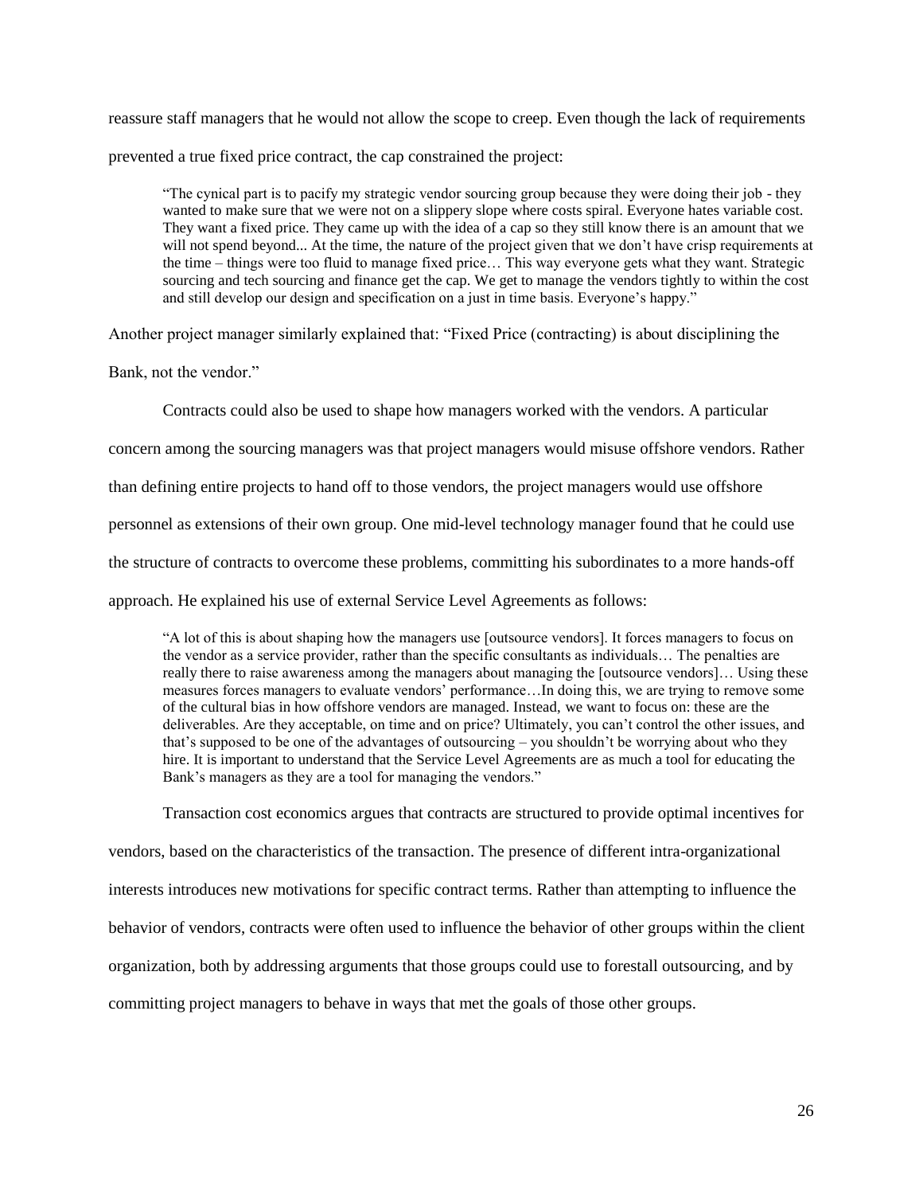reassure staff managers that he would not allow the scope to creep. Even though the lack of requirements prevented a true fixed price contract, the cap constrained the project:

> "The cynical part is to pacify my strategic vendor sourcing group because they were doing their job - they wanted to make sure that we were not on a slippery slope where costs spiral. Everyone hates variable cost. They want a fixed price. They came up with the idea of a cap so they still know there is an amount that we will not spend beyond... At the time, the nature of the project given that we don't have crisp requirements at the time – things were too fluid to manage fixed price… This way everyone gets what they want. Strategic sourcing and tech sourcing and finance get the cap. We get to manage the vendors tightly to within the cost and still develop our design and specification on a just in time basis. Everyone's happy."

Another project manager similarly explained that: "Fixed Price (contracting) is about disciplining the Bank, not the vendor."

Contracts could also be used to shape how managers worked with the vendors. A particular concern among the sourcing managers was that project managers would misuse offshore vendors. Rather than defining entire projects to hand off to those vendors, the project managers would use offshore personnel as extensions of their own group. One mid-level technology manager found that he could use the structure of contracts to overcome these problems, committing his subordinates to a more hands-off approach. He explained his use of external Service Level Agreements as follows:

> "A lot of this is about shaping how the managers use [outsource vendors]. It forces managers to focus on the vendor as a service provider, rather than the specific consultants as individuals… The penalties are really there to raise awareness among the managers about managing the [outsource vendors]… Using these measures forces managers to evaluate vendors' performance…In doing this, we are trying to remove some of the cultural bias in how offshore vendors are managed. Instead, we want to focus on: these are the deliverables. Are they acceptable, on time and on price? Ultimately, you can't control the other issues, and that's supposed to be one of the advantages of outsourcing – you shouldn't be worrying about who they hire. It is important to understand that the Service Level Agreements are as much a tool for educating the Bank's managers as they are a tool for managing the vendors."

Transaction cost economics argues that contracts are structured to provide optimal incentives for vendors, based on the characteristics of the transaction. The presence of different intra-organizational interests introduces new motivations for specific contract terms. Rather than attempting to influence the behavior of vendors, contracts were often used to influence the behavior of other groups within the client organization, both by addressing arguments that those groups could use to forestall outsourcing, and by committing project managers to behave in ways that met the goals of those other groups.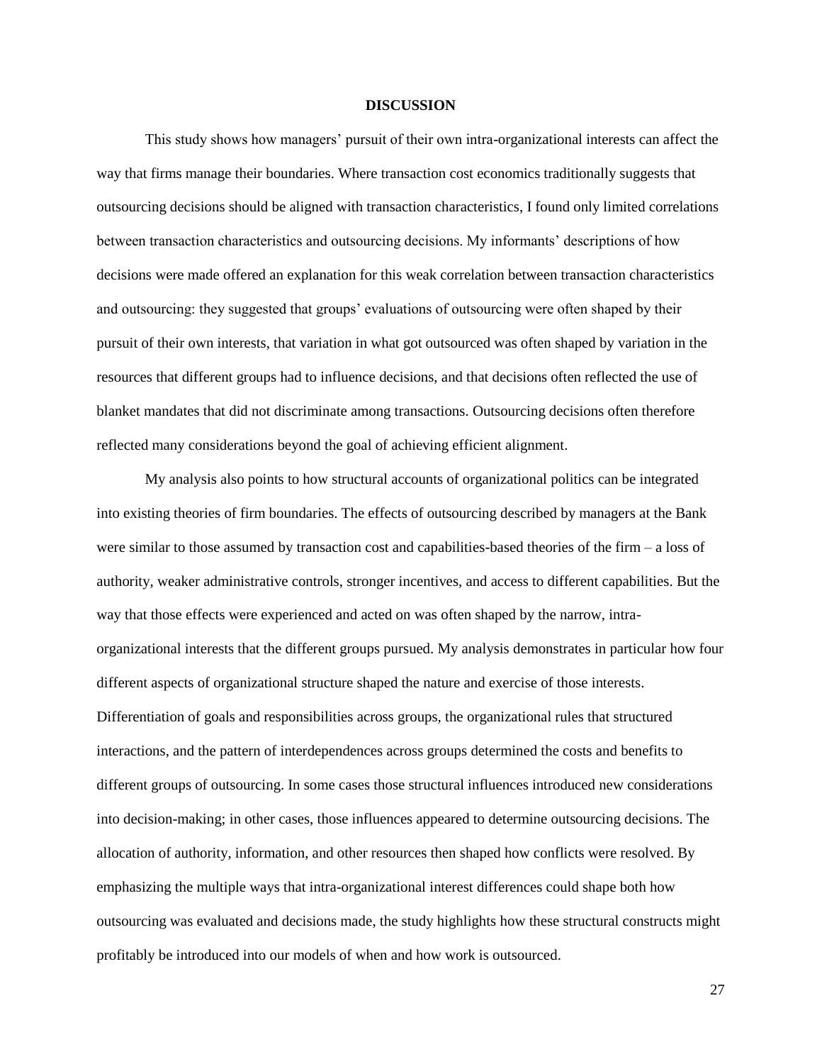## DISCUSSION

This study shows how managers' pursuit of their own intra-organizational interests can affect the way that firms manage their boundaries. Where transaction cost economics traditionally suggests that outsourcing decisions should be aligned with transaction characteristics, I found only limited correlations between transaction characteristics and outsourcing decisions. My informants' descriptions of how decisions were made offered an explanation for this weak correlation between transaction characteristics and outsourcing: they suggested that groups' evaluations of outsourcing were often shaped by their pursuit of their own interests, that variation in what got outsourced was often shaped by variation in the resources that different groups had to influence decisions, and that decisions often reflected the use of blanket mandates that did not discriminate among transactions. Outsourcing decisions often therefore reflected many considerations beyond the goal of achieving efficient alignment.

My analysis also points to how structural accounts of organizational politics can be integrated into existing theories of firm boundaries. The effects of outsourcing described by managers at the Bank were similar to those assumed by transaction cost and capabilities-based theories of the firm – a loss of authority, weaker administrative controls, stronger incentives, and access to different capabilities. But the way that those effects were experienced and acted on was often shaped by the narrow, intra-organizational interests that the different groups pursued. My analysis demonstrates in particular how four different aspects of organizational structure shaped the nature and exercise of those interests. Differentiation of goals and responsibilities across groups, the organizational rules that structured interactions, and the pattern of interdependences across groups determined the costs and benefits to different groups of outsourcing. In some cases those structural influences introduced new considerations into decision-making; in other cases, those influences appeared to determine outsourcing decisions. The allocation of authority, information, and other resources then shaped how conflicts were resolved. By emphasizing the multiple ways that intra-organizational interest differences could shape both how outsourcing was evaluated and decisions made, the study highlights how these structural constructs might profitably be introduced into our models of when and how work is outsourced.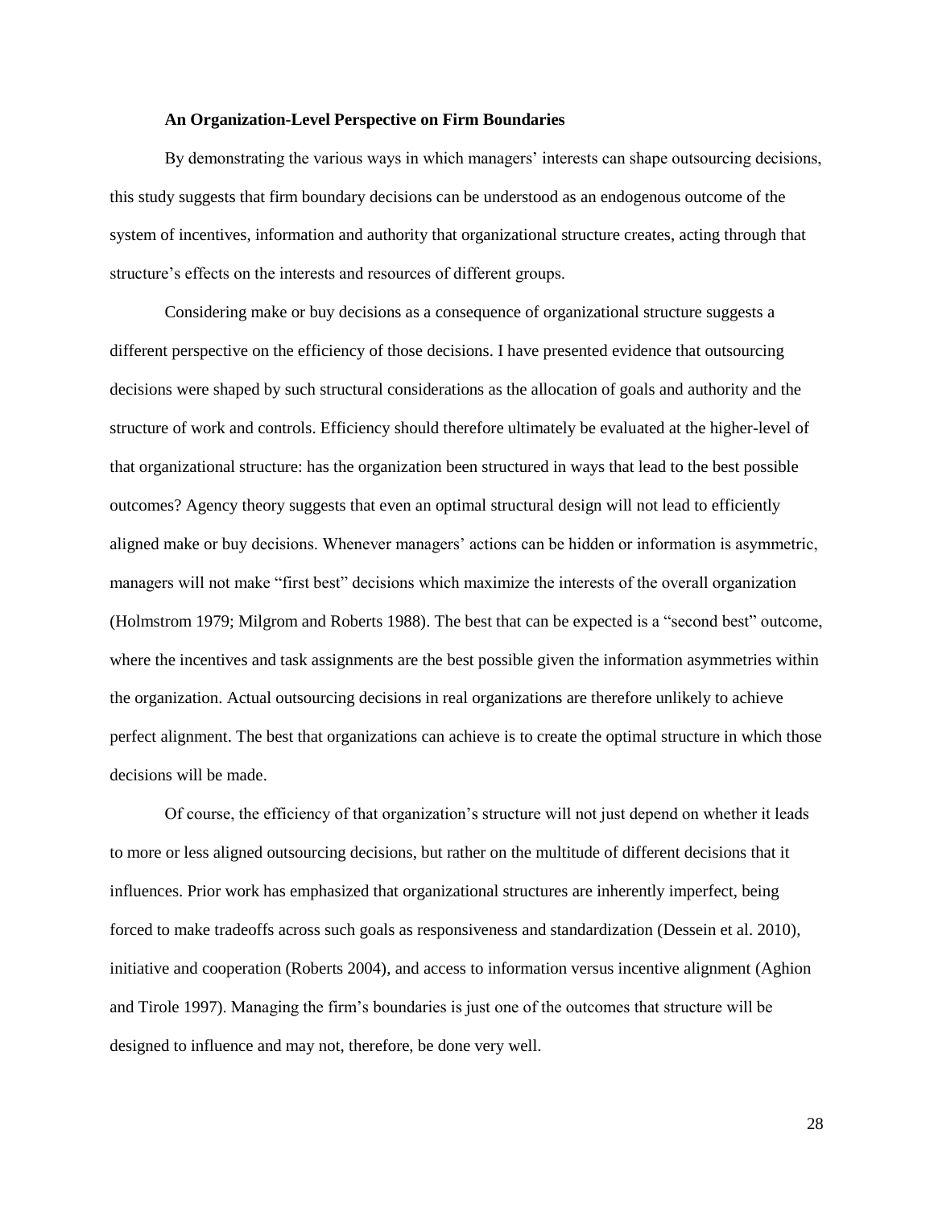### An Organization-Level Perspective on Firm Boundaries

By demonstrating the various ways in which managers' interests can shape outsourcing decisions, this study suggests that firm boundary decisions can be understood as an endogenous outcome of the system of incentives, information and authority that organizational structure creates, acting through that structure's effects on the interests and resources of different groups.

Considering make or buy decisions as a consequence of organizational structure suggests a different perspective on the efficiency of those decisions. I have presented evidence that outsourcing decisions were shaped by such structural considerations as the allocation of goals and authority and the structure of work and controls. Efficiency should therefore ultimately be evaluated at the higher-level of that organizational structure: has the organization been structured in ways that lead to the best possible outcomes? Agency theory suggests that even an optimal structural design will not lead to efficiently aligned make or buy decisions. Whenever managers' actions can be hidden or information is asymmetric, managers will not make "first best" decisions which maximize the interests of the overall organization (Holmstrom 1979; Milgrom and Roberts 1988). The best that can be expected is a "second best" outcome, where the incentives and task assignments are the best possible given the information asymmetries within the organization. Actual outsourcing decisions in real organizations are therefore unlikely to achieve perfect alignment. The best that organizations can achieve is to create the optimal structure in which those decisions will be made.

Of course, the efficiency of that organization's structure will not just depend on whether it leads to more or less aligned outsourcing decisions, but rather on the multitude of different decisions that it influences. Prior work has emphasized that organizational structures are inherently imperfect, being forced to make tradeoffs across such goals as responsiveness and standardization (Dessein et al. 2010), initiative and cooperation (Roberts 2004), and access to information versus incentive alignment (Aghion and Tirole 1997). Managing the firm's boundaries is just one of the outcomes that structure will be designed to influence and may not, therefore, be done very well.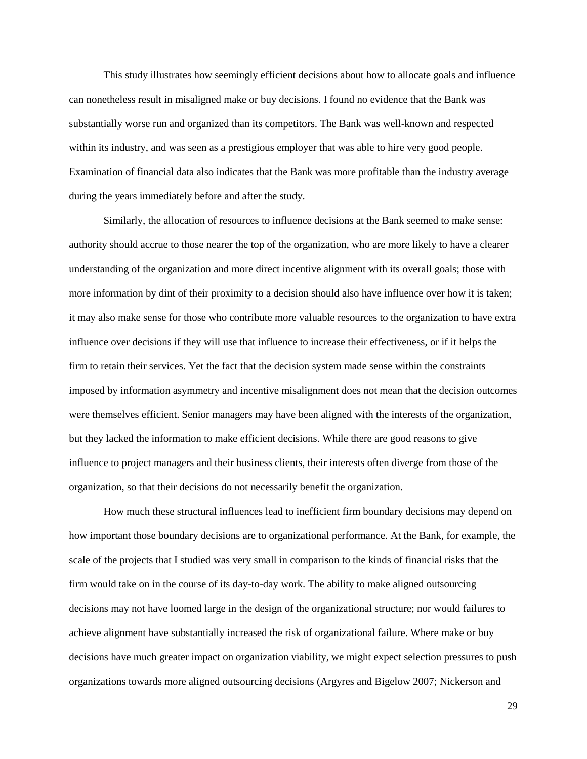This study illustrates how seemingly efficient decisions about how to allocate goals and influence can nonetheless result in misaligned make or buy decisions. I found no evidence that the Bank was substantially worse run and organized than its competitors. The Bank was well-known and respected within its industry, and was seen as a prestigious employer that was able to hire very good people. Examination of financial data also indicates that the Bank was more profitable than the industry average during the years immediately before and after the study.

Similarly, the allocation of resources to influence decisions at the Bank seemed to make sense: authority should accrue to those nearer the top of the organization, who are more likely to have a clearer understanding of the organization and more direct incentive alignment with its overall goals; those with more information by dint of their proximity to a decision should also have influence over how it is taken; it may also make sense for those who contribute more valuable resources to the organization to have extra influence over decisions if they will use that influence to increase their effectiveness, or if it helps the firm to retain their services. Yet the fact that the decision system made sense within the constraints imposed by information asymmetry and incentive misalignment does not mean that the decision outcomes were themselves efficient. Senior managers may have been aligned with the interests of the organization, but they lacked the information to make efficient decisions. While there are good reasons to give influence to project managers and their business clients, their interests often diverge from those of the organization, so that their decisions do not necessarily benefit the organization.

How much these structural influences lead to inefficient firm boundary decisions may depend on how important those boundary decisions are to organizational performance. At the Bank, for example, the scale of the projects that I studied was very small in comparison to the kinds of financial risks that the firm would take on in the course of its day-to-day work. The ability to make aligned outsourcing decisions may not have loomed large in the design of the organizational structure; nor would failures to achieve alignment have substantially increased the risk of organizational failure. Where make or buy decisions have much greater impact on organization viability, we might expect selection pressures to push organizations towards more aligned outsourcing decisions (Argyres and Bigelow 2007; Nickerson and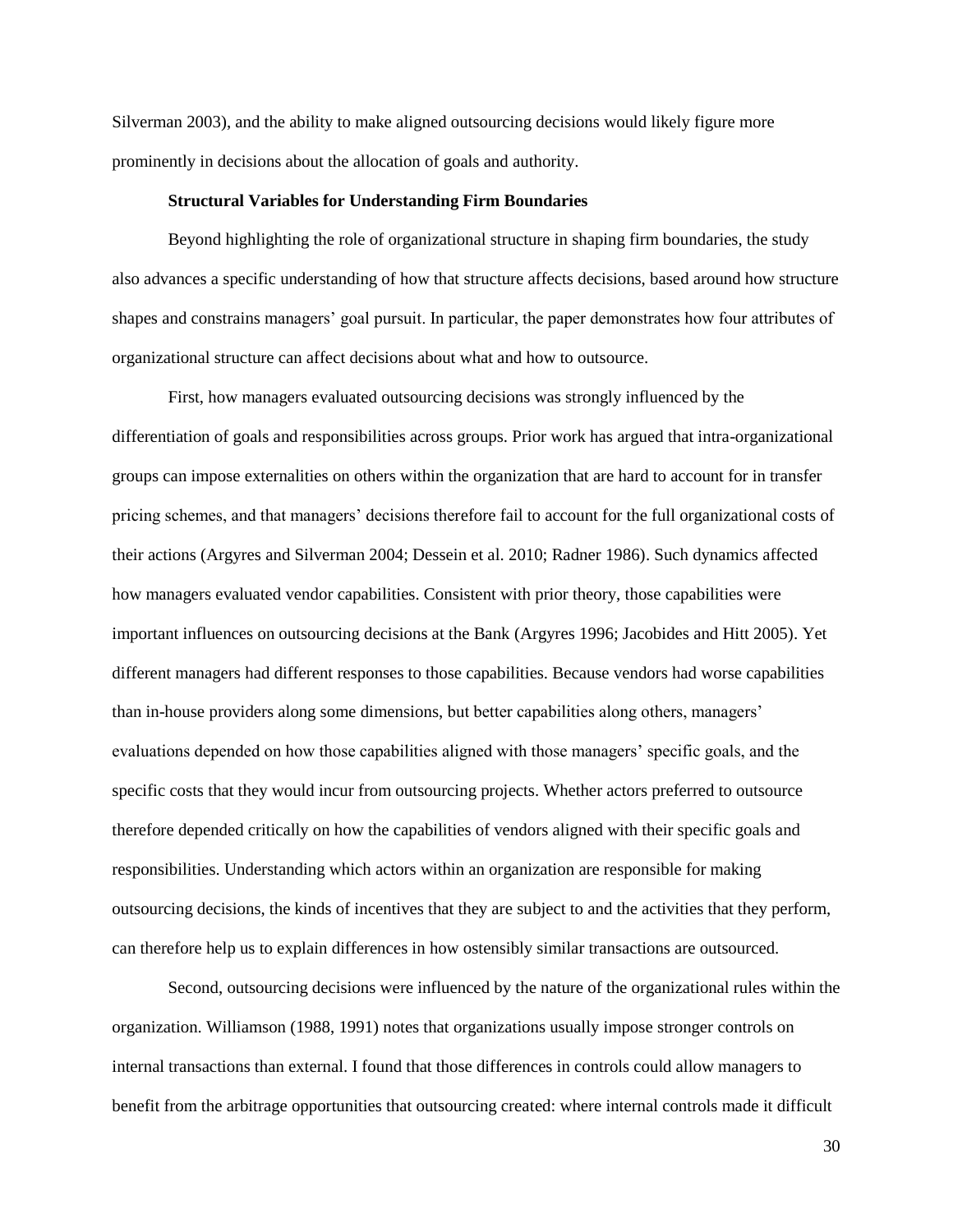Silverman 2003), and the ability to make aligned outsourcing decisions would likely figure more prominently in decisions about the allocation of goals and authority.

### Structural Variables for Understanding Firm Boundaries

Beyond highlighting the role of organizational structure in shaping firm boundaries, the study also advances a specific understanding of how that structure affects decisions, based around how structure shapes and constrains managers' goal pursuit. In particular, the paper demonstrates how four attributes of organizational structure can affect decisions about what and how to outsource.

First, how managers evaluated outsourcing decisions was strongly influenced by the differentiation of goals and responsibilities across groups. Prior work has argued that intra-organizational groups can impose externalities on others within the organization that are hard to account for in transfer pricing schemes, and that managers' decisions therefore fail to account for the full organizational costs of their actions (Argyres and Silverman 2004; Dessein et al. 2010; Radner 1986). Such dynamics affected how managers evaluated vendor capabilities. Consistent with prior theory, those capabilities were important influences on outsourcing decisions at the Bank (Argyres 1996; Jacobides and Hitt 2005). Yet different managers had different responses to those capabilities. Because vendors had worse capabilities than in-house providers along some dimensions, but better capabilities along others, managers' evaluations depended on how those capabilities aligned with those managers' specific goals, and the specific costs that they would incur from outsourcing projects. Whether actors preferred to outsource therefore depended critically on how the capabilities of vendors aligned with their specific goals and responsibilities. Understanding which actors within an organization are responsible for making outsourcing decisions, the kinds of incentives that they are subject to and the activities that they perform, can therefore help us to explain differences in how ostensibly similar transactions are outsourced.

Second, outsourcing decisions were influenced by the nature of the organizational rules within the organization. Williamson (1988, 1991) notes that organizations usually impose stronger controls on internal transactions than external. I found that those differences in controls could allow managers to benefit from the arbitrage opportunities that outsourcing created: where internal controls made it difficult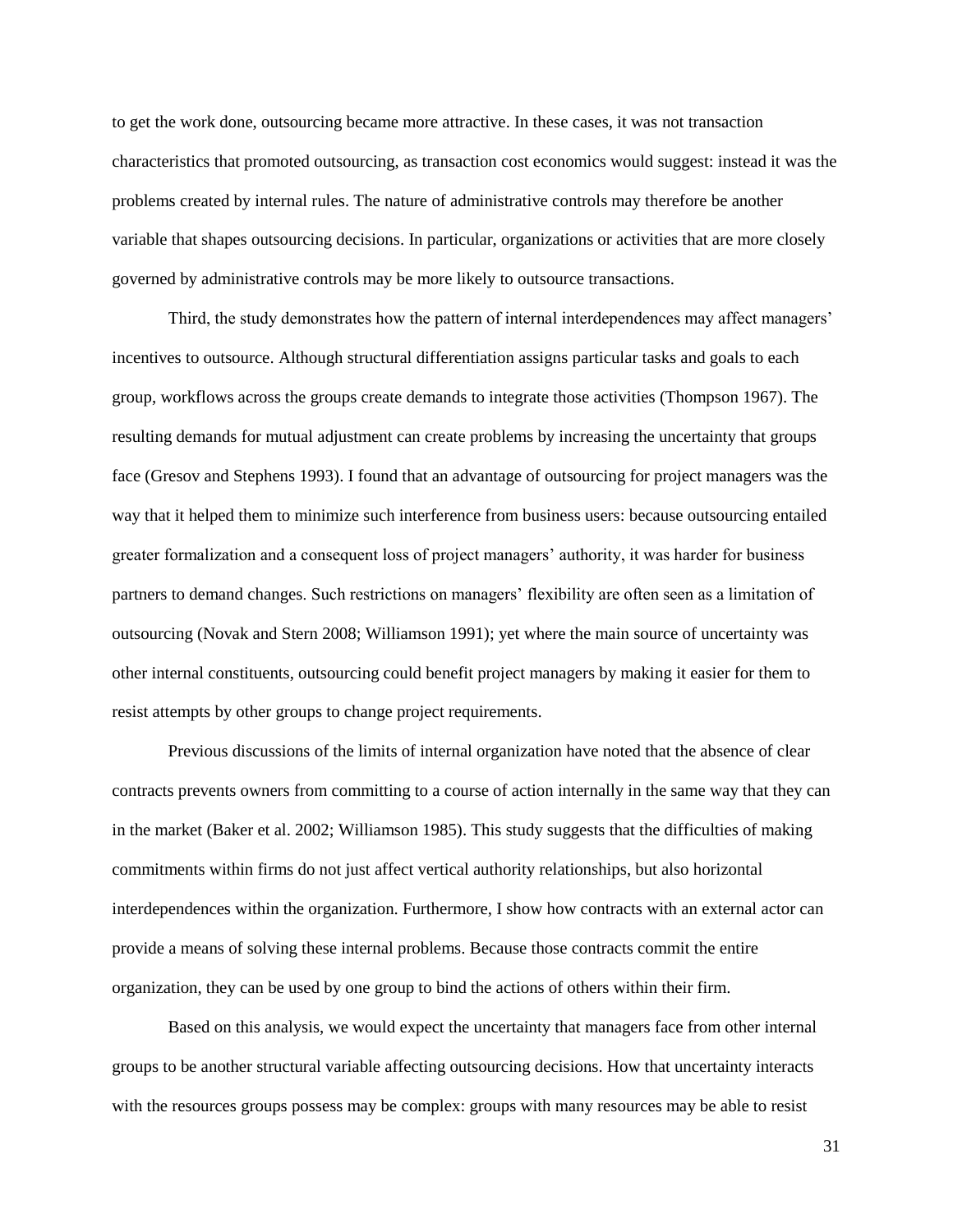to get the work done, outsourcing became more attractive. In these cases, it was not transaction characteristics that promoted outsourcing, as transaction cost economics would suggest: instead it was the problems created by internal rules. The nature of administrative controls may therefore be another variable that shapes outsourcing decisions. In particular, organizations or activities that are more closely governed by administrative controls may be more likely to outsource transactions.

Third, the study demonstrates how the pattern of internal interdependences may affect managers' incentives to outsource. Although structural differentiation assigns particular tasks and goals to each group, workflows across the groups create demands to integrate those activities (Thompson 1967). The resulting demands for mutual adjustment can create problems by increasing the uncertainty that groups face (Gresov and Stephens 1993). I found that an advantage of outsourcing for project managers was the way that it helped them to minimize such interference from business users: because outsourcing entailed greater formalization and a consequent loss of project managers' authority, it was harder for business partners to demand changes. Such restrictions on managers' flexibility are often seen as a limitation of outsourcing (Novak and Stern 2008; Williamson 1991); yet where the main source of uncertainty was other internal constituents, outsourcing could benefit project managers by making it easier for them to resist attempts by other groups to change project requirements.

Previous discussions of the limits of internal organization have noted that the absence of clear contracts prevents owners from committing to a course of action internally in the same way that they can in the market (Baker et al. 2002; Williamson 1985). This study suggests that the difficulties of making commitments within firms do not just affect vertical authority relationships, but also horizontal interdependences within the organization. Furthermore, I show how contracts with an external actor can provide a means of solving these internal problems. Because those contracts commit the entire organization, they can be used by one group to bind the actions of others within their firm.

Based on this analysis, we would expect the uncertainty that managers face from other internal groups to be another structural variable affecting outsourcing decisions. How that uncertainty interacts with the resources groups possess may be complex: groups with many resources may be able to resist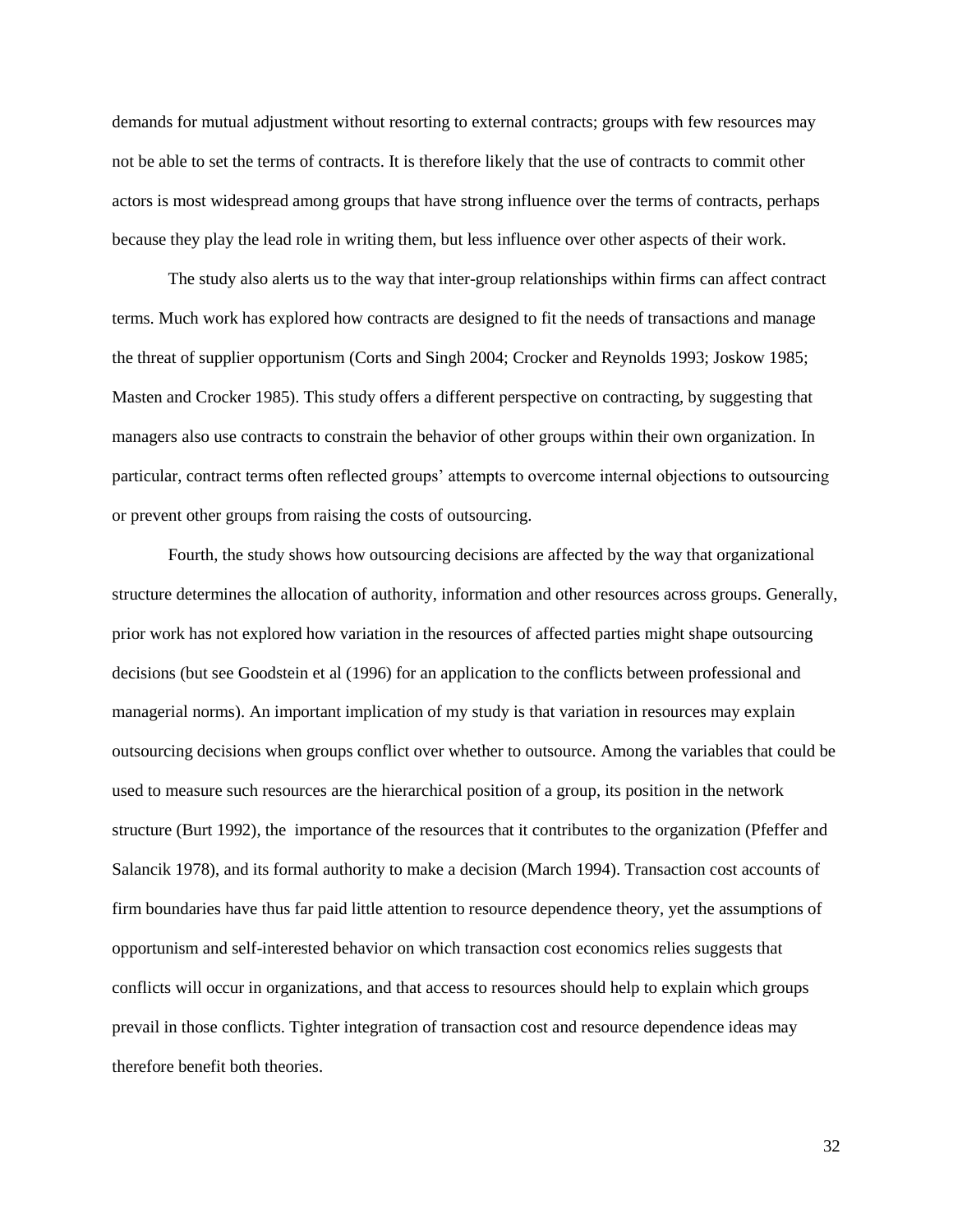demands for mutual adjustment without resorting to external contracts; groups with few resources may not be able to set the terms of contracts. It is therefore likely that the use of contracts to commit other actors is most widespread among groups that have strong influence over the terms of contracts, perhaps because they play the lead role in writing them, but less influence over other aspects of their work.

The study also alerts us to the way that inter-group relationships within firms can affect contract terms. Much work has explored how contracts are designed to fit the needs of transactions and manage the threat of supplier opportunism (Corts and Singh 2004; Crocker and Reynolds 1993; Joskow 1985; Masten and Crocker 1985). This study offers a different perspective on contracting, by suggesting that managers also use contracts to constrain the behavior of other groups within their own organization. In particular, contract terms often reflected groups' attempts to overcome internal objections to outsourcing or prevent other groups from raising the costs of outsourcing.

Fourth, the study shows how outsourcing decisions are affected by the way that organizational structure determines the allocation of authority, information and other resources across groups. Generally, prior work has not explored how variation in the resources of affected parties might shape outsourcing decisions (but see Goodstein et al (1996) for an application to the conflicts between professional and managerial norms). An important implication of my study is that variation in resources may explain outsourcing decisions when groups conflict over whether to outsource. Among the variables that could be used to measure such resources are the hierarchical position of a group, its position in the network structure (Burt 1992), the importance of the resources that it contributes to the organization (Pfeffer and Salancik 1978), and its formal authority to make a decision (March 1994). Transaction cost accounts of firm boundaries have thus far paid little attention to resource dependence theory, yet the assumptions of opportunism and self-interested behavior on which transaction cost economics relies suggests that conflicts will occur in organizations, and that access to resources should help to explain which groups prevail in those conflicts. Tighter integration of transaction cost and resource dependence ideas may therefore benefit both theories.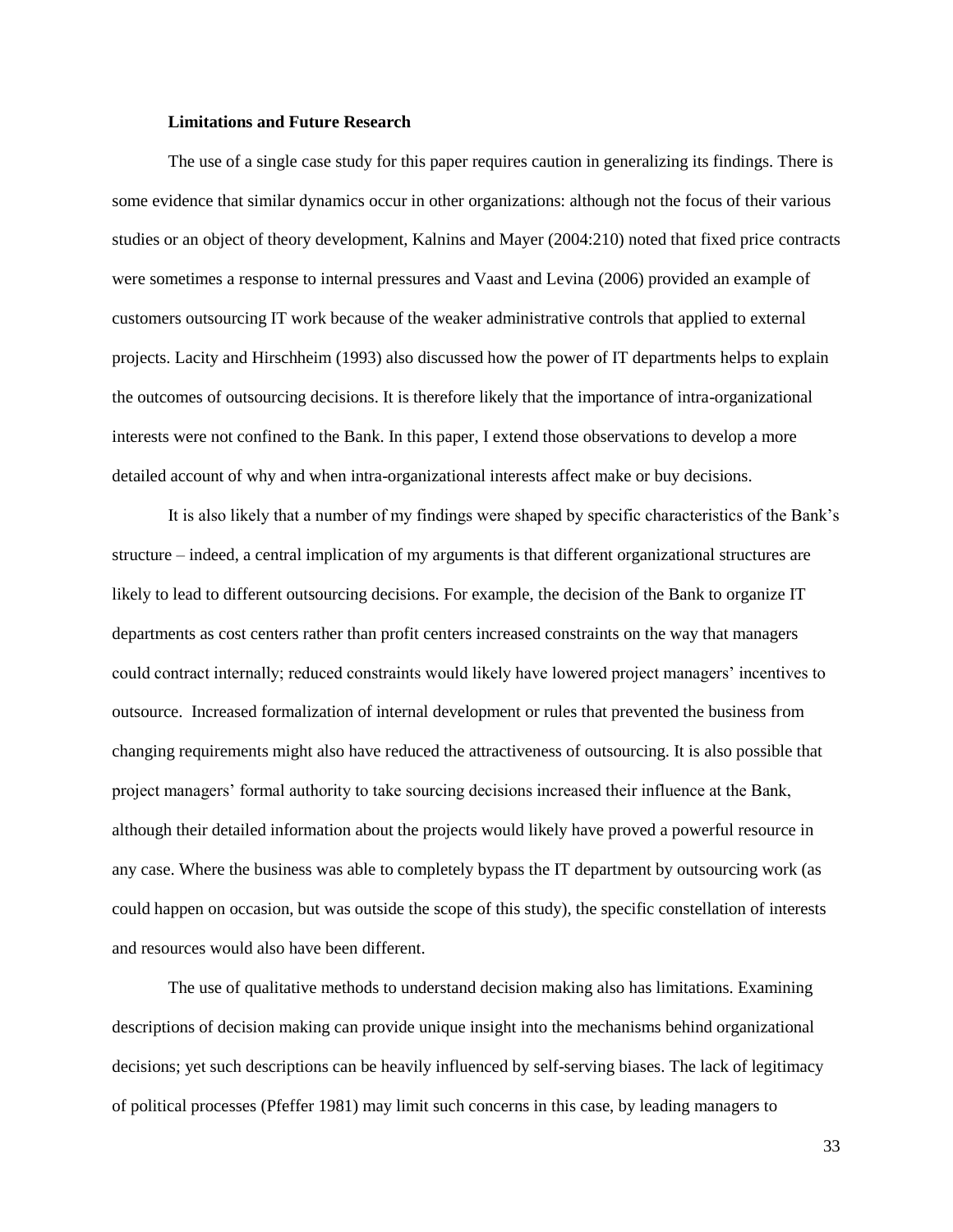### Limitations and Future Research

The use of a single case study for this paper requires caution in generalizing its findings. There is some evidence that similar dynamics occur in other organizations: although not the focus of their various studies or an object of theory development, Kalnins and Mayer (2004:210) noted that fixed price contracts were sometimes a response to internal pressures and Vaast and Levina (2006) provided an example of customers outsourcing IT work because of the weaker administrative controls that applied to external projects. Lacity and Hirschheim (1993) also discussed how the power of IT departments helps to explain the outcomes of outsourcing decisions. It is therefore likely that the importance of intra-organizational interests were not confined to the Bank. In this paper, I extend those observations to develop a more detailed account of why and when intra-organizational interests affect make or buy decisions.

It is also likely that a number of my findings were shaped by specific characteristics of the Bank's structure – indeed, a central implication of my arguments is that different organizational structures are likely to lead to different outsourcing decisions. For example, the decision of the Bank to organize IT departments as cost centers rather than profit centers increased constraints on the way that managers could contract internally; reduced constraints would likely have lowered project managers' incentives to outsource. Increased formalization of internal development or rules that prevented the business from changing requirements might also have reduced the attractiveness of outsourcing. It is also possible that project managers' formal authority to take sourcing decisions increased their influence at the Bank, although their detailed information about the projects would likely have proved a powerful resource in any case. Where the business was able to completely bypass the IT department by outsourcing work (as could happen on occasion, but was outside the scope of this study), the specific constellation of interests and resources would also have been different.

The use of qualitative methods to understand decision making also has limitations. Examining descriptions of decision making can provide unique insight into the mechanisms behind organizational decisions; yet such descriptions can be heavily influenced by self-serving biases. The lack of legitimacy of political processes (Pfeffer 1981) may limit such concerns in this case, by leading managers to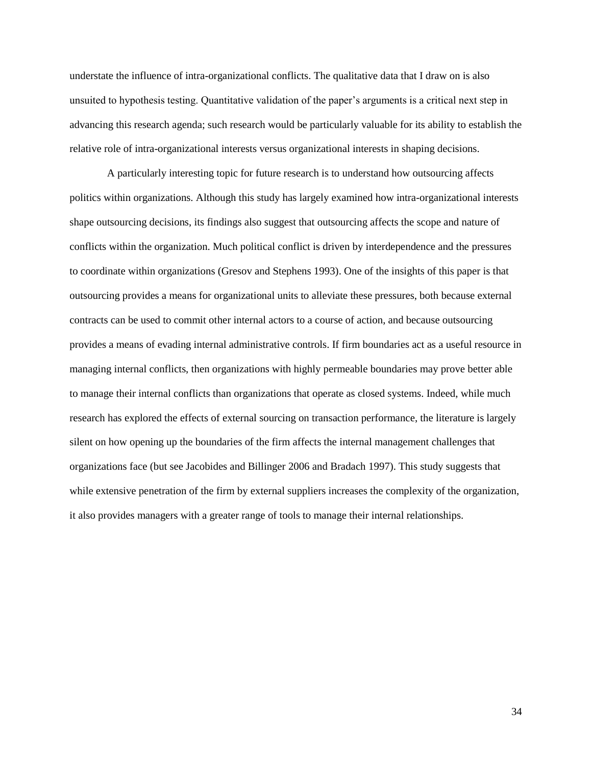understate the influence of intra-organizational conflicts. The qualitative data that I draw on is also unsuited to hypothesis testing. Quantitative validation of the paper's arguments is a critical next step in advancing this research agenda; such research would be particularly valuable for its ability to establish the relative role of intra-organizational interests versus organizational interests in shaping decisions.

A particularly interesting topic for future research is to understand how outsourcing affects politics within organizations. Although this study has largely examined how intra-organizational interests shape outsourcing decisions, its findings also suggest that outsourcing affects the scope and nature of conflicts within the organization. Much political conflict is driven by interdependence and the pressures to coordinate within organizations (Gresov and Stephens 1993). One of the insights of this paper is that outsourcing provides a means for organizational units to alleviate these pressures, both because external contracts can be used to commit other internal actors to a course of action, and because outsourcing provides a means of evading internal administrative controls. If firm boundaries act as a useful resource in managing internal conflicts, then organizations with highly permeable boundaries may prove better able to manage their internal conflicts than organizations that operate as closed systems. Indeed, while much research has explored the effects of external sourcing on transaction performance, the literature is largely silent on how opening up the boundaries of the firm affects the internal management challenges that organizations face (but see Jacobides and Billinger 2006 and Bradach 1997). This study suggests that while extensive penetration of the firm by external suppliers increases the complexity of the organization, it also provides managers with a greater range of tools to manage their internal relationships.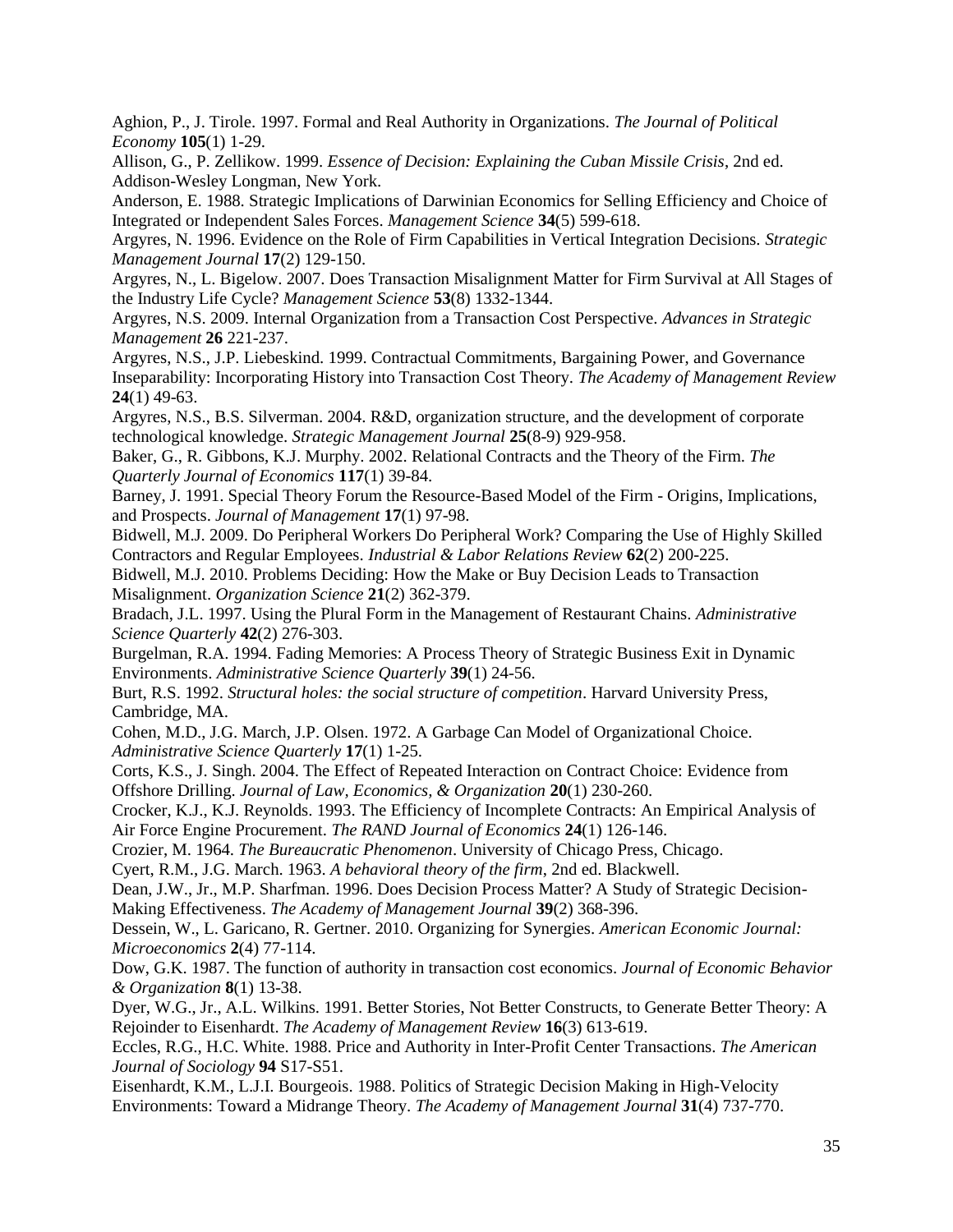Aghion, P., J. Tirole. 1997. Formal and Real Authority in Organizations. *The Journal of Political Economy* **105**(1) 1-29.

Allison, G., P. Zellikow. 1999. *Essence of Decision: Explaining the Cuban Missile Crisis*, 2nd ed. Addison-Wesley Longman, New York.

Anderson, E. 1988. Strategic Implications of Darwinian Economics for Selling Efficiency and Choice of Integrated or Independent Sales Forces. *Management Science* **34**(5) 599-618.

Argyres, N. 1996. Evidence on the Role of Firm Capabilities in Vertical Integration Decisions. *Strategic Management Journal* **17**(2) 129-150.

Argyres, N., L. Bigelow. 2007. Does Transaction Misalignment Matter for Firm Survival at All Stages of the Industry Life Cycle? *Management Science* **53**(8) 1332-1344.

Argyres, N.S. 2009. Internal Organization from a Transaction Cost Perspective. *Advances in Strategic Management* **26** 221-237.

Argyres, N.S., J.P. Liebeskind. 1999. Contractual Commitments, Bargaining Power, and Governance Inseparability: Incorporating History into Transaction Cost Theory. *The Academy of Management Review* **24**(1) 49-63.

Argyres, N.S., B.S. Silverman. 2004. R&D, organization structure, and the development of corporate technological knowledge. *Strategic Management Journal* **25**(8-9) 929-958.

Baker, G., R. Gibbons, K.J. Murphy. 2002. Relational Contracts and the Theory of the Firm. *The Quarterly Journal of Economics* **117**(1) 39-84.

Barney, J. 1991. Special Theory Forum the Resource-Based Model of the Firm - Origins, Implications, and Prospects. *Journal of Management* **17**(1) 97-98.

Bidwell, M.J. 2009. Do Peripheral Workers Do Peripheral Work? Comparing the Use of Highly Skilled Contractors and Regular Employees. *Industrial & Labor Relations Review* **62**(2) 200-225.

Bidwell, M.J. 2010. Problems Deciding: How the Make or Buy Decision Leads to Transaction Misalignment. *Organization Science* **21**(2) 362-379.

Bradach, J.L. 1997. Using the Plural Form in the Management of Restaurant Chains. *Administrative Science Quarterly* **42**(2) 276-303.

Burgelman, R.A. 1994. Fading Memories: A Process Theory of Strategic Business Exit in Dynamic Environments. *Administrative Science Quarterly* **39**(1) 24-56.

Burt, R.S. 1992. *Structural holes: the social structure of competition*. Harvard University Press, Cambridge, MA.

Cohen, M.D., J.G. March, J.P. Olsen. 1972. A Garbage Can Model of Organizational Choice. *Administrative Science Quarterly* **17**(1) 1-25.

Corts, K.S., J. Singh. 2004. The Effect of Repeated Interaction on Contract Choice: Evidence from Offshore Drilling. *Journal of Law, Economics, & Organization* **20**(1) 230-260.

Crocker, K.J., K.J. Reynolds. 1993. The Efficiency of Incomplete Contracts: An Empirical Analysis of Air Force Engine Procurement. *The RAND Journal of Economics* **24**(1) 126-146.

Crozier, M. 1964. *The Bureaucratic Phenomenon*. University of Chicago Press, Chicago.

Cyert, R.M., J.G. March. 1963. *A behavioral theory of the firm*, 2nd ed. Blackwell.

Dean, J.W., Jr., M.P. Sharfman. 1996. Does Decision Process Matter? A Study of Strategic Decision-Making Effectiveness. *The Academy of Management Journal* **39**(2) 368-396.

Dessein, W., L. Garicano, R. Gertner. 2010. Organizing for Synergies. *American Economic Journal: Microeconomics* **2**(4) 77-114.

Dow, G.K. 1987. The function of authority in transaction cost economics. *Journal of Economic Behavior & Organization* **8**(1) 13-38.

Dyer, W.G., Jr., A.L. Wilkins. 1991. Better Stories, Not Better Constructs, to Generate Better Theory: A Rejoinder to Eisenhardt. *The Academy of Management Review* **16**(3) 613-619.

Eccles, R.G., H.C. White. 1988. Price and Authority in Inter-Profit Center Transactions. *The American Journal of Sociology* **94** S17-S51.

Eisenhardt, K.M., L.J.I. Bourgeois. 1988. Politics of Strategic Decision Making in High-Velocity Environments: Toward a Midrange Theory. *The Academy of Management Journal* **31**(4) 737-770.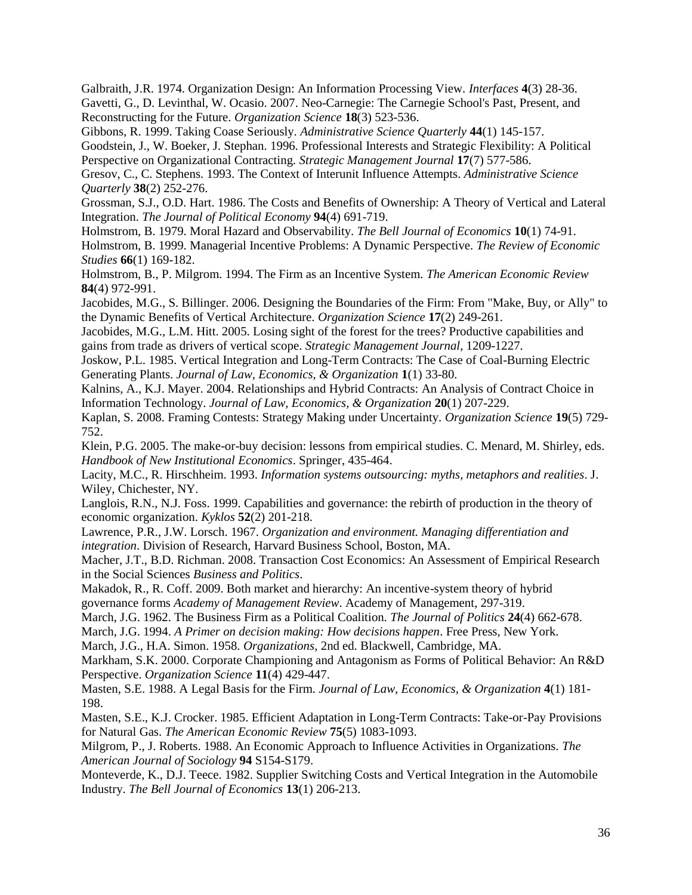Galbraith, J.R. 1974. Organization Design: An Information Processing View. *Interfaces* **4**(3) 28-36.

Gavetti, G., D. Levinthal, W. Ocasio. 2007. Neo-Carnegie: The Carnegie School's Past, Present, and Reconstructing for the Future. *Organization Science* **18**(3) 523-536.

Gibbons, R. 1999. Taking Coase Seriously. *Administrative Science Quarterly* **44**(1) 145-157.

Goodstein, J., W. Boeker, J. Stephan. 1996. Professional Interests and Strategic Flexibility: A Political Perspective on Organizational Contracting. *Strategic Management Journal* **17**(7) 577-586.

Gresov, C., C. Stephens. 1993. The Context of Interunit Influence Attempts. *Administrative Science Quarterly* **38**(2) 252-276.

Grossman, S.J., O.D. Hart. 1986. The Costs and Benefits of Ownership: A Theory of Vertical and Lateral Integration. *The Journal of Political Economy* **94**(4) 691-719.

Holmstrom, B. 1979. Moral Hazard and Observability. *The Bell Journal of Economics* **10**(1) 74-91.

Holmstrom, B. 1999. Managerial Incentive Problems: A Dynamic Perspective. *The Review of Economic Studies* **66**(1) 169-182.

Holmstrom, B., P. Milgrom. 1994. The Firm as an Incentive System. *The American Economic Review* **84**(4) 972-991.

Jacobides, M.G., S. Billinger. 2006. Designing the Boundaries of the Firm: From "Make, Buy, or Ally" to the Dynamic Benefits of Vertical Architecture. *Organization Science* **17**(2) 249-261.

Jacobides, M.G., L.M. Hitt. 2005. Losing sight of the forest for the trees? Productive capabilities and gains from trade as drivers of vertical scope. *Strategic Management Journal*, 1209-1227.

Joskow, P.L. 1985. Vertical Integration and Long-Term Contracts: The Case of Coal-Burning Electric Generating Plants. *Journal of Law, Economics, & Organization* **1**(1) 33-80.

Kalnins, A., K.J. Mayer. 2004. Relationships and Hybrid Contracts: An Analysis of Contract Choice in Information Technology. *Journal of Law, Economics, & Organization* **20**(1) 207-229.

Kaplan, S. 2008. Framing Contests: Strategy Making under Uncertainty. *Organization Science* **19**(5) 729-752.

Klein, P.G. 2005. The make-or-buy decision: lessons from empirical studies. C. Menard, M. Shirley, eds. *Handbook of New Institutional Economics*. Springer, 435-464.

Lacity, M.C., R. Hirschheim. 1993. *Information systems outsourcing: myths, metaphors and realities*. J. Wiley, Chichester, NY.

Langlois, R.N., N.J. Foss. 1999. Capabilities and governance: the rebirth of production in the theory of economic organization. *Kyklos* **52**(2) 201-218.

Lawrence, P.R., J.W. Lorsch. 1967. *Organization and environment. Managing differentiation and integration*. Division of Research, Harvard Business School, Boston, MA.

Macher, J.T., B.D. Richman. 2008. Transaction Cost Economics: An Assessment of Empirical Research in the Social Sciences *Business and Politics*.

Makadok, R., R. Coff. 2009. Both market and hierarchy: An incentive-system theory of hybrid governance forms *Academy of Management Review*. Academy of Management, 297-319.

March, J.G. 1962. The Business Firm as a Political Coalition. *The Journal of Politics* **24**(4) 662-678.

March, J.G. 1994. *A Primer on decision making: How decisions happen*. Free Press, New York.

March, J.G., H.A. Simon. 1958. *Organizations*, 2nd ed. Blackwell, Cambridge, MA.

Markham, S.K. 2000. Corporate Championing and Antagonism as Forms of Political Behavior: An R&D Perspective. *Organization Science* **11**(4) 429-447.

Masten, S.E. 1988. A Legal Basis for the Firm. *Journal of Law, Economics, & Organization* **4**(1) 181-198.

Masten, S.E., K.J. Crocker. 1985. Efficient Adaptation in Long-Term Contracts: Take-or-Pay Provisions for Natural Gas. *The American Economic Review* **75**(5) 1083-1093.

Milgrom, P., J. Roberts. 1988. An Economic Approach to Influence Activities in Organizations. *The American Journal of Sociology* **94** S154-S179.

Monteverde, K., D.J. Teece. 1982. Supplier Switching Costs and Vertical Integration in the Automobile Industry. *The Bell Journal of Economics* **13**(1) 206-213.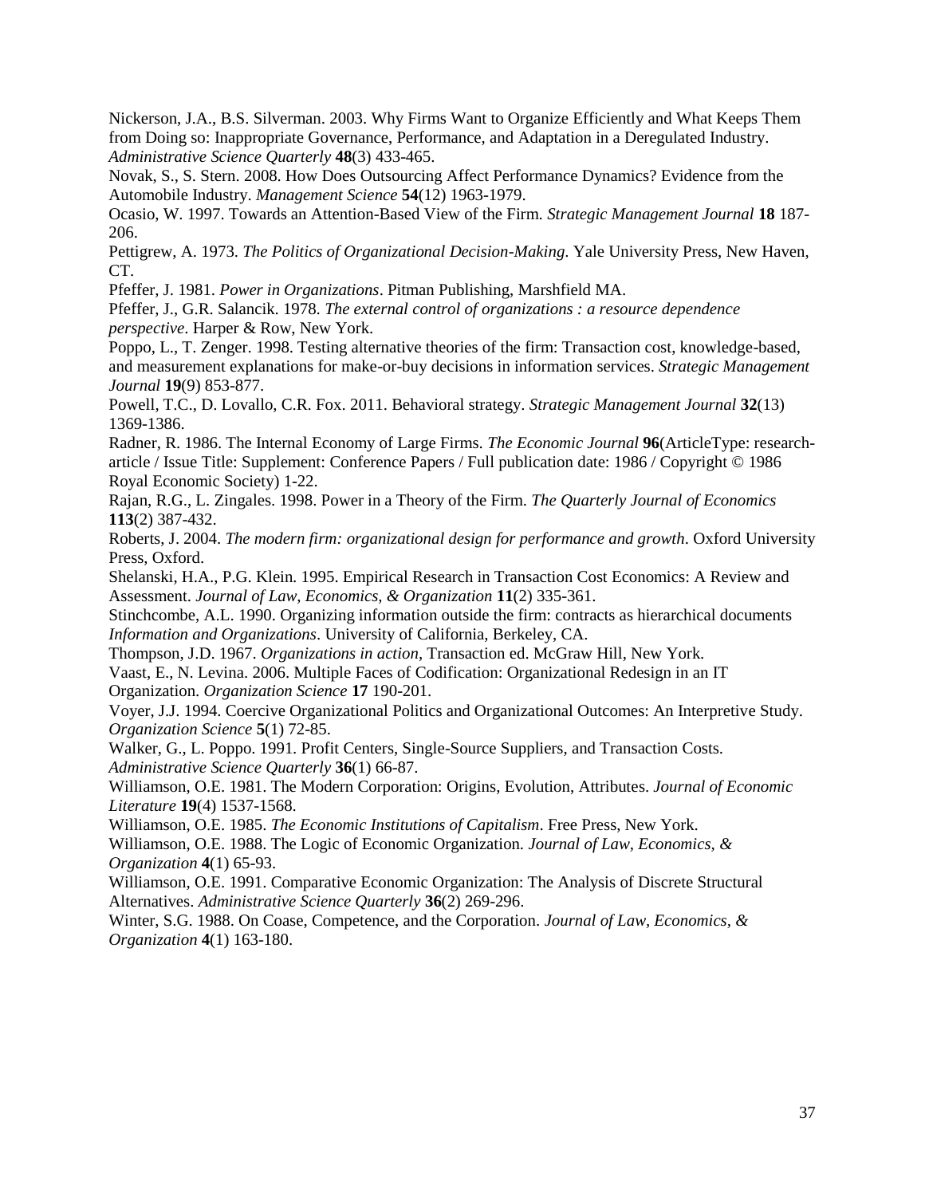Nickerson, J.A., B.S. Silverman. 2003. Why Firms Want to Organize Efficiently and What Keeps Them from Doing so: Inappropriate Governance, Performance, and Adaptation in a Deregulated Industry. *Administrative Science Quarterly* **48**(3) 433-465.

Novak, S., S. Stern. 2008. How Does Outsourcing Affect Performance Dynamics? Evidence from the Automobile Industry. *Management Science* **54**(12) 1963-1979.

Ocasio, W. 1997. Towards an Attention-Based View of the Firm. *Strategic Management Journal* **18** 187-206.

Pettigrew, A. 1973. *The Politics of Organizational Decision-Making*. Yale University Press, New Haven, CT.

Pfeffer, J. 1981. *Power in Organizations*. Pitman Publishing, Marshfield MA.

Pfeffer, J., G.R. Salancik. 1978. *The external control of organizations : a resource dependence perspective*. Harper & Row, New York.

Poppo, L., T. Zenger. 1998. Testing alternative theories of the firm: Transaction cost, knowledge-based, and measurement explanations for make-or-buy decisions in information services. *Strategic Management Journal* **19**(9) 853-877.

Powell, T.C., D. Lovallo, C.R. Fox. 2011. Behavioral strategy. *Strategic Management Journal* **32**(13) 1369-1386.

Radner, R. 1986. The Internal Economy of Large Firms. *The Economic Journal* **96**(ArticleType: research-article / Issue Title: Supplement: Conference Papers / Full publication date: 1986 / Copyright © 1986 Royal Economic Society) 1-22.

Rajan, R.G., L. Zingales. 1998. Power in a Theory of the Firm. *The Quarterly Journal of Economics* **113**(2) 387-432.

Roberts, J. 2004. *The modern firm: organizational design for performance and growth*. Oxford University Press, Oxford.

Shelanski, H.A., P.G. Klein. 1995. Empirical Research in Transaction Cost Economics: A Review and Assessment. *Journal of Law, Economics, & Organization* **11**(2) 335-361.

Stinchcombe, A.L. 1990. Organizing information outside the firm: contracts as hierarchical documents *Information and Organizations*. University of California, Berkeley, CA.

Thompson, J.D. 1967. *Organizations in action*, Transaction ed. McGraw Hill, New York.

Vaast, E., N. Levina. 2006. Multiple Faces of Codification: Organizational Redesign in an IT Organization. *Organization Science* **17** 190-201.

Voyer, J.J. 1994. Coercive Organizational Politics and Organizational Outcomes: An Interpretive Study. *Organization Science* **5**(1) 72-85.

Walker, G., L. Poppo. 1991. Profit Centers, Single-Source Suppliers, and Transaction Costs. *Administrative Science Quarterly* **36**(1) 66-87.

Williamson, O.E. 1981. The Modern Corporation: Origins, Evolution, Attributes. *Journal of Economic Literature* **19**(4) 1537-1568.

Williamson, O.E. 1985. *The Economic Institutions of Capitalism*. Free Press, New York.

Williamson, O.E. 1988. The Logic of Economic Organization. *Journal of Law, Economics, & Organization* **4**(1) 65-93.

Williamson, O.E. 1991. Comparative Economic Organization: The Analysis of Discrete Structural Alternatives. *Administrative Science Quarterly* **36**(2) 269-296.

Winter, S.G. 1988. On Coase, Competence, and the Corporation. *Journal of Law, Economics, & Organization* **4**(1) 163-180.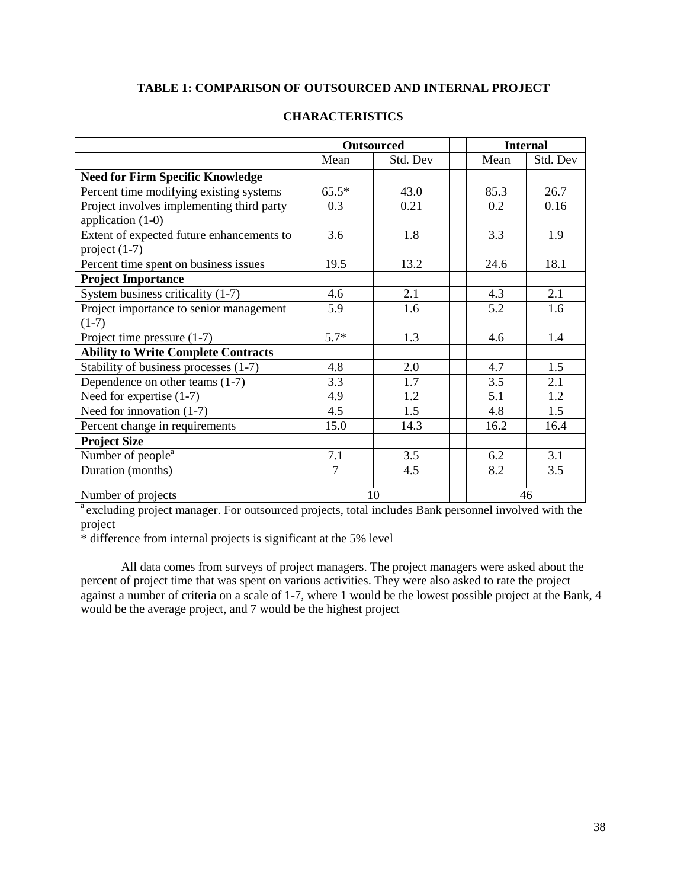**TABLE 1: COMPARISON OF OUTSOURCED AND INTERNAL PROJECT CHARACTERISTICS**

| | Outsourced | | | Internal | |
|---|---|---|---|---|---|
| | Mean | Std. Dev | | Mean | Std. Dev |
| **Need for Firm Specific Knowledge** | | | | | |
| Percent time modifying existing systems | 65.5* | 43.0 | | 85.3 | 26.7 |
| Project involves implementing third party application (1-0) | 0.3 | 0.21 | | 0.2 | 0.16 |
| Extent of expected future enhancements to project (1-7) | 3.6 | 1.8 | | 3.3 | 1.9 |
| Percent time spent on business issues | 19.5 | 13.2 | | 24.6 | 18.1 |
| **Project Importance** | | | | | |
| System business criticality (1-7) | 4.6 | 2.1 | | 4.3 | 2.1 |
| Project importance to senior management (1-7) | 5.9 | 1.6 | | 5.2 | 1.6 |
| Project time pressure (1-7) | 5.7* | 1.3 | | 4.6 | 1.4 |
| **Ability to Write Complete Contracts** | | | | | |
| Stability of business processes (1-7) | 4.8 | 2.0 | | 4.7 | 1.5 |
| Dependence on other teams (1-7) | 3.3 | 1.7 | | 3.5 | 2.1 |
| Need for expertise (1-7) | 4.9 | 1.2 | | 5.1 | 1.2 |
| Need for innovation (1-7) | 4.5 | 1.5 | | 4.8 | 1.5 |
| Percent change in requirements | 15.0 | 14.3 | | 16.2 | 16.4 |
| **Project Size** | | | | | |
| Number of people[a] | 7.1 | 3.5 | | 6.2 | 3.1 |
| Duration (months) | 7 | 4.5 | | 8.2 | 3.5 |
| | | | | | |
| Number of projects | 10 | | | 46 | |

[a] excluding project manager. For outsourced projects, total includes Bank personnel involved with the project

* difference from internal projects is significant at the 5% level

All data comes from surveys of project managers. The project managers were asked about the percent of project time that was spent on various activities. They were also asked to rate the project against a number of criteria on a scale of 1-7, where 1 would be the lowest possible project at the Bank, 4 would be the average project, and 7 would be the highest project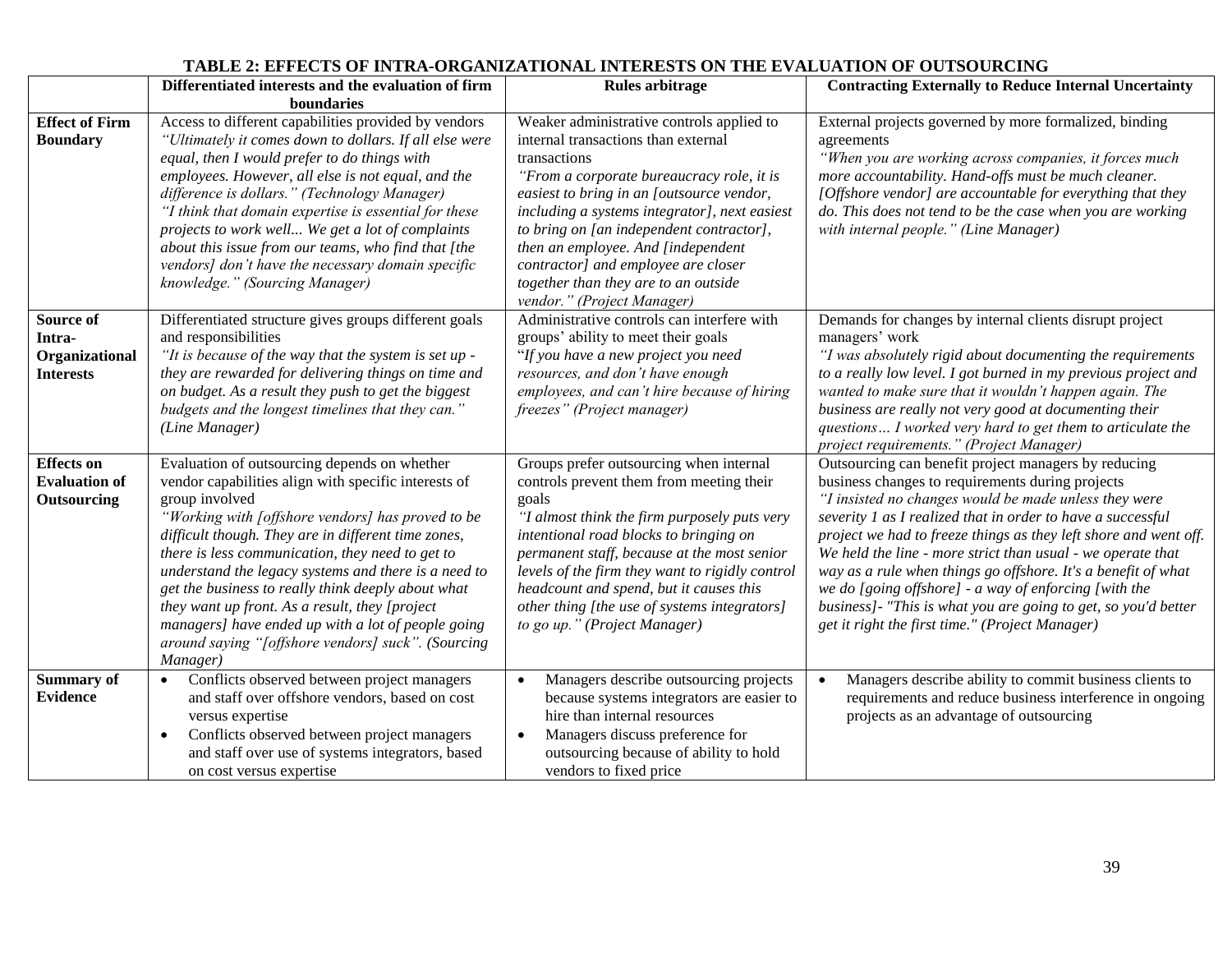**TABLE 2: EFFECTS OF INTRA-ORGANIZATIONAL INTERESTS ON THE EVALUATION OF OUTSOURCING**

| | Differentiated interests and the evaluation of firm boundaries | Rules arbitrage | Contracting Externally to Reduce Internal Uncertainty |
|---|---|---|---|
| **Effect of Firm Boundary** | Access to different capabilities provided by vendors<br>*"Ultimately it comes down to dollars. If all else were equal, then I would prefer to do things with employees. However, all else is not equal, and the difference is dollars." (Technology Manager)*<br>*"I think that domain expertise is essential for these projects to work well... We get a lot of complaints about this issue from our teams, who find that [the vendors] don't have the necessary domain specific knowledge." (Sourcing Manager)* | Weaker administrative controls applied to internal transactions than external transactions<br>*"From a corporate bureaucracy role, it is easiest to bring in an [outsource vendor, including a systems integrator], next easiest to bring on [an independent contractor], then an employee. And [independent contractor] and employee are closer together than they are to an outside vendor." (Project Manager)* | External projects governed by more formalized, binding agreements<br>*"When you are working across companies, it forces much more accountability. Hand-offs must be much cleaner. [Offshore vendor] are accountable for everything that they do. This does not tend to be the case when you are working with internal people." (Line Manager)* |
| **Source of Intra-Organizational Interests** | Differentiated structure gives groups different goals and responsibilities<br>*"It is because of the way that the system is set up - they are rewarded for delivering things on time and on budget. As a result they push to get the biggest budgets and the longest timelines that they can." (Line Manager)* | Administrative controls can interfere with groups' ability to meet their goals<br>*"If you have a new project you need resources, and don't have enough employees, and can't hire because of hiring freezes" (Project manager)* | Demands for changes by internal clients disrupt project managers' work<br>*"I was absolutely rigid about documenting the requirements to a really low level. I got burned in my previous project and wanted to make sure that it wouldn't happen again. The business are really not very good at documenting their questions… I worked very hard to get them to articulate the project requirements." (Project Manager)* |
| **Effects on Evaluation of Outsourcing** | Evaluation of outsourcing depends on whether vendor capabilities align with specific interests of group involved<br>*"Working with [offshore vendors] has proved to be difficult though. They are in different time zones, there is less communication, they need to get to understand the legacy systems and there is a need to get the business to really think deeply about what they want up front. As a result, they [project managers] have ended up with a lot of people going around saying "[offshore vendors] suck". (Sourcing Manager)* | Groups prefer outsourcing when internal controls prevent them from meeting their goals<br>*"I almost think the firm purposely puts very intentional road blocks to bringing on permanent staff, because at the most senior levels of the firm they want to rigidly control headcount and spend, but it causes this other thing [the use of systems integrators] to go up." (Project Manager)* | Outsourcing can benefit project managers by reducing business changes to requirements during projects<br>*"I insisted no changes would be made unless they were severity 1 as I realized that in order to have a successful project we had to freeze things as they left shore and went off. We held the line - more strict than usual - we operate that way as a rule when things go offshore. It's a benefit of what we do [going offshore] - a way of enforcing [with the business]- "This is what you are going to get, so you'd better get it right the first time." (Project Manager)* |
| **Summary of Evidence** | • Conflicts observed between project managers and staff over offshore vendors, based on cost versus expertise<br>• Conflicts observed between project managers and staff over use of systems integrators, based on cost versus expertise | • Managers describe outsourcing projects because systems integrators are easier to hire than internal resources<br>• Managers discuss preference for outsourcing because of ability to hold vendors to fixed price | • Managers describe ability to commit business clients to requirements and reduce business interference in ongoing projects as an advantage of outsourcing |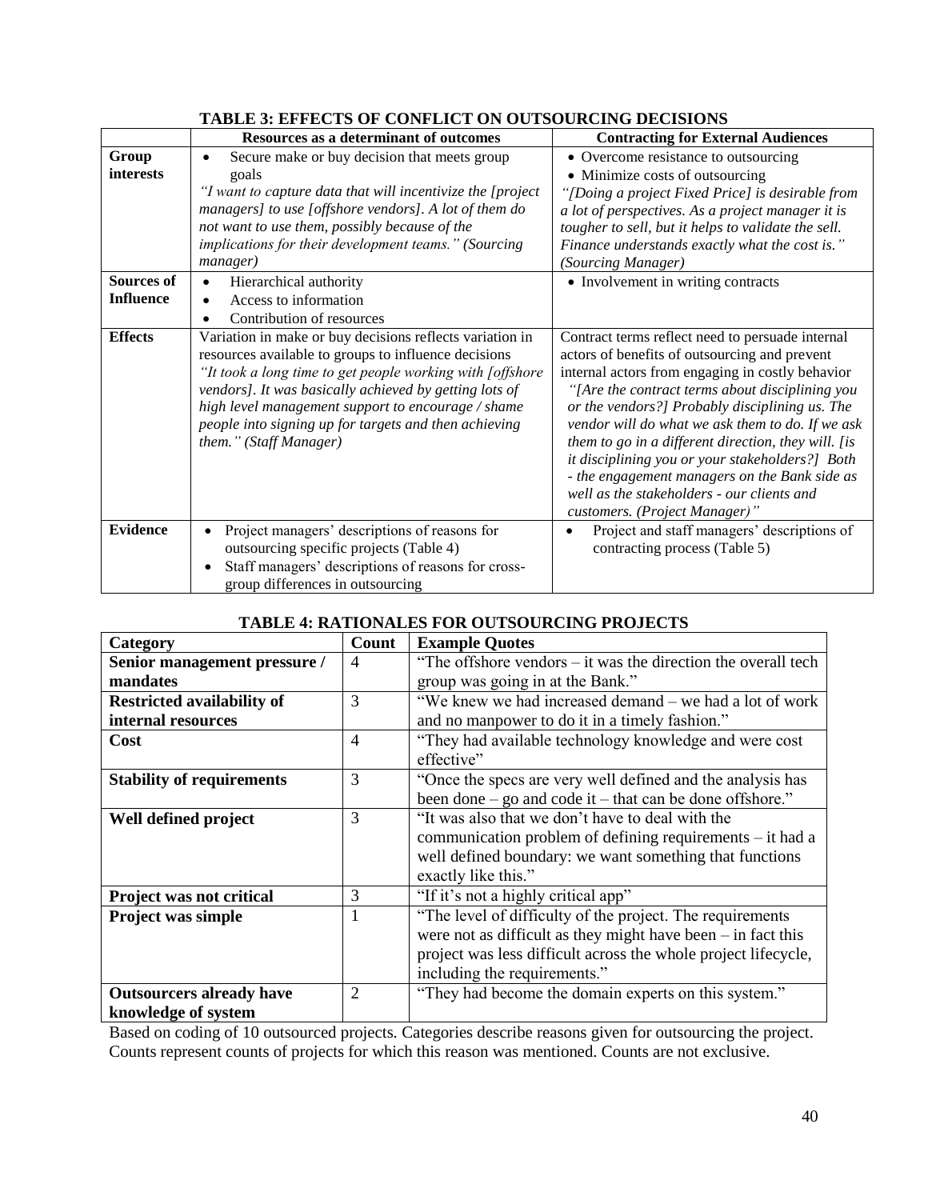**TABLE 3: EFFECTS OF CONFLICT ON OUTSOURCING DECISIONS**

| | Resources as a determinant of outcomes | Contracting for External Audiences |
|---|---|---|
| **Group interests** | • Secure make or buy decision that meets group goals<br>*"I want to capture data that will incentivize the [project managers] to use [offshore vendors]. A lot of them do not want to use them, possibly because of the implications for their development teams." (Sourcing manager)* | • Overcome resistance to outsourcing<br>• Minimize costs of outsourcing<br>*"[Doing a project Fixed Price] is desirable from a lot of perspectives. As a project manager it is tougher to sell, but it helps to validate the sell. Finance understands exactly what the cost is." (Sourcing Manager)* |
| **Sources of Influence** | • Hierarchical authority<br>• Access to information<br>• Contribution of resources | • Involvement in writing contracts |
| **Effects** | Variation in make or buy decisions reflects variation in resources available to groups to influence decisions<br>*"It took a long time to get people working with [offshore vendors]. It was basically achieved by getting lots of high level management support to encourage / shame people into signing up for targets and then achieving them." (Staff Manager)* | Contract terms reflect need to persuade internal actors of benefits of outsourcing and prevent internal actors from engaging in costly behavior<br>*"[Are the contract terms about disciplining you or the vendors?] Probably disciplining us. The vendor will do what we ask them to do. If we ask them to go in a different direction, they will. [is it disciplining you or your stakeholders?] Both - the engagement managers on the Bank side as well as the stakeholders - our clients and customers. (Project Manager)"* |
| **Evidence** | • Project managers' descriptions of reasons for outsourcing specific projects (Table 4)<br>• Staff managers' descriptions of reasons for cross-group differences in outsourcing | • Project and staff managers' descriptions of contracting process (Table 5) |

**TABLE 4: RATIONALES FOR OUTSOURCING PROJECTS**

| Category | Count | Example Quotes |
|---|---|---|
| **Senior management pressure / mandates** | 4 | "The offshore vendors – it was the direction the overall tech group was going in at the Bank." |
| **Restricted availability of internal resources** | 3 | "We knew we had increased demand – we had a lot of work and no manpower to do it in a timely fashion." |
| **Cost** | 4 | "They had available technology knowledge and were cost effective" |
| **Stability of requirements** | 3 | "Once the specs are very well defined and the analysis has been done – go and code it – that can be done offshore." |
| **Well defined project** | 3 | "It was also that we don't have to deal with the communication problem of defining requirements – it had a well defined boundary: we want something that functions exactly like this." |
| **Project was not critical** | 3 | "If it's not a highly critical app" |
| **Project was simple** | 1 | "The level of difficulty of the project. The requirements were not as difficult as they might have been – in fact this project was less difficult across the whole project lifecycle, including the requirements." |
| **Outsourcers already have knowledge of system** | 2 | "They had become the domain experts on this system." |

Based on coding of 10 outsourced projects. Categories describe reasons given for outsourcing the project. Counts represent counts of projects for which this reason was mentioned. Counts are not exclusive.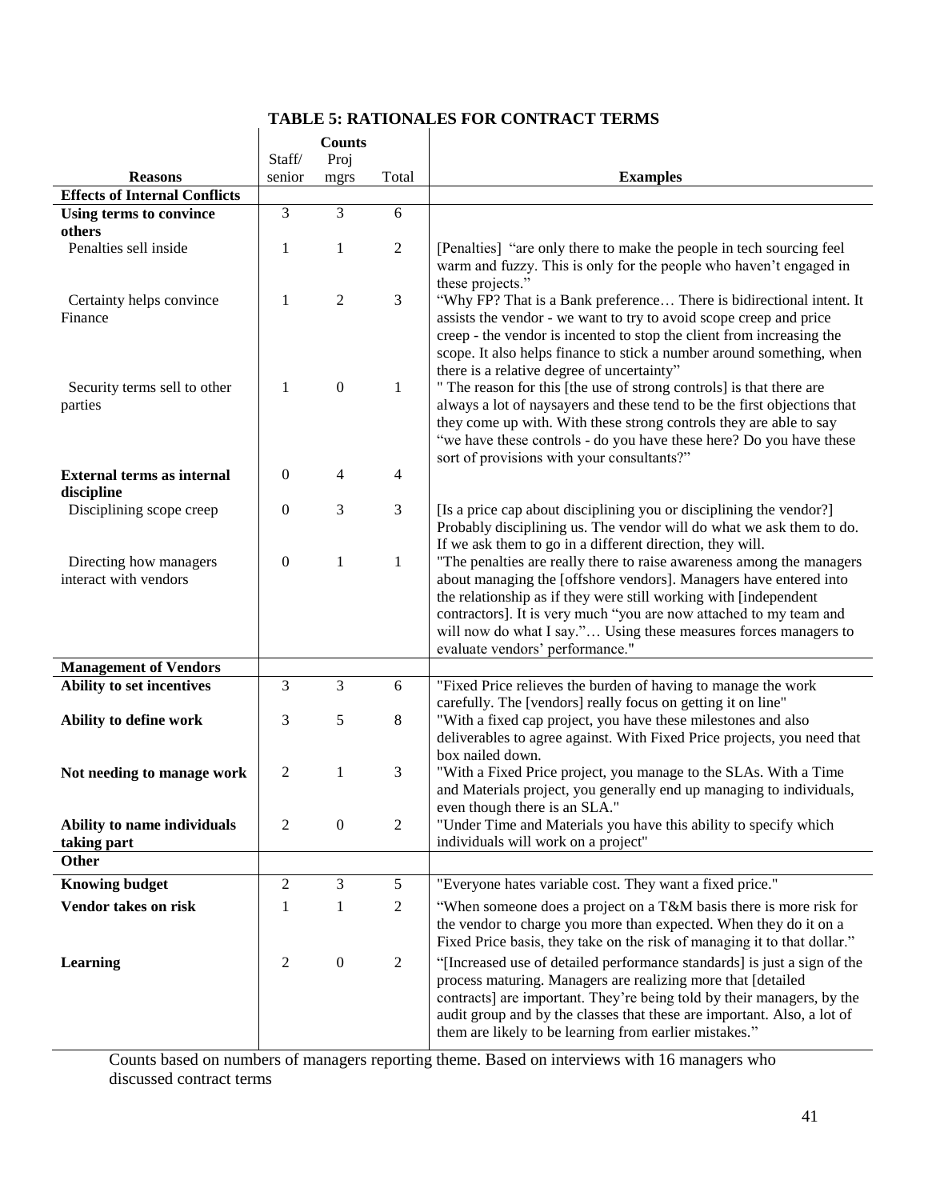**TABLE 5: RATIONALES FOR CONTRACT TERMS**

| Reasons | Counts Staff/ senior | Proj mgrs | Total | Examples |
|---|---|---|---|---|
| **Effects of Internal Conflicts** | | | | |
| **Using terms to convince others** | 3 | 3 | 6 | |
| Penalties sell inside | 1 | 1 | 2 | [Penalties] "are only there to make the people in tech sourcing feel warm and fuzzy. This is only for the people who haven't engaged in these projects." |
| Certainty helps convince Finance | 1 | 2 | 3 | "Why FP? That is a Bank preference… There is bidirectional intent. It assists the vendor - we want to try to avoid scope creep and price creep - the vendor is incented to stop the client from increasing the scope. It also helps finance to stick a number around something, when there is a relative degree of uncertainty" |
| Security terms sell to other parties | 1 | 0 | 1 | " The reason for this [the use of strong controls] is that there are always a lot of naysayers and these tend to be the first objections that they come up with. With these strong controls they are able to say "we have these controls - do you have these here? Do you have these sort of provisions with your consultants?" |
| **External terms as internal discipline** | 0 | 4 | 4 | |
| Disciplining scope creep | 0 | 3 | 3 | [Is a price cap about disciplining you or disciplining the vendor?] Probably disciplining us. The vendor will do what we ask them to do. If we ask them to go in a different direction, they will. |
| Directing how managers interact with vendors | 0 | 1 | 1 | "The penalties are really there to raise awareness among the managers about managing the [offshore vendors]. Managers have entered into the relationship as if they were still working with [independent contractors]. It is very much "you are now attached to my team and will now do what I say."… Using these measures forces managers to evaluate vendors' performance." |
| **Management of Vendors** | | | | |
| **Ability to set incentives** | 3 | 3 | 6 | "Fixed Price relieves the burden of having to manage the work carefully. The [vendors] really focus on getting it on line" |
| **Ability to define work** | 3 | 5 | 8 | "With a fixed cap project, you have these milestones and also deliverables to agree against. With Fixed Price projects, you need that box nailed down. |
| **Not needing to manage work** | 2 | 1 | 3 | "With a Fixed Price project, you manage to the SLAs. With a Time and Materials project, you generally end up managing to individuals, even though there is an SLA." |
| **Ability to name individuals taking part** | 2 | 0 | 2 | "Under Time and Materials you have this ability to specify which individuals will work on a project" |
| **Other** | | | | |
| **Knowing budget** | 2 | 3 | 5 | "Everyone hates variable cost. They want a fixed price." |
| **Vendor takes on risk** | 1 | 1 | 2 | "When someone does a project on a T&M basis there is more risk for the vendor to charge you more than expected. When they do it on a Fixed Price basis, they take on the risk of managing it to that dollar." |
| **Learning** | 2 | 0 | 2 | "[Increased use of detailed performance standards] is just a sign of the process maturing. Managers are realizing more that [detailed contracts] are important. They're being told by their managers, by the audit group and by the classes that these are important. Also, a lot of them are likely to be learning from earlier mistakes." |

Counts based on numbers of managers reporting theme. Based on interviews with 16 managers who discussed contract terms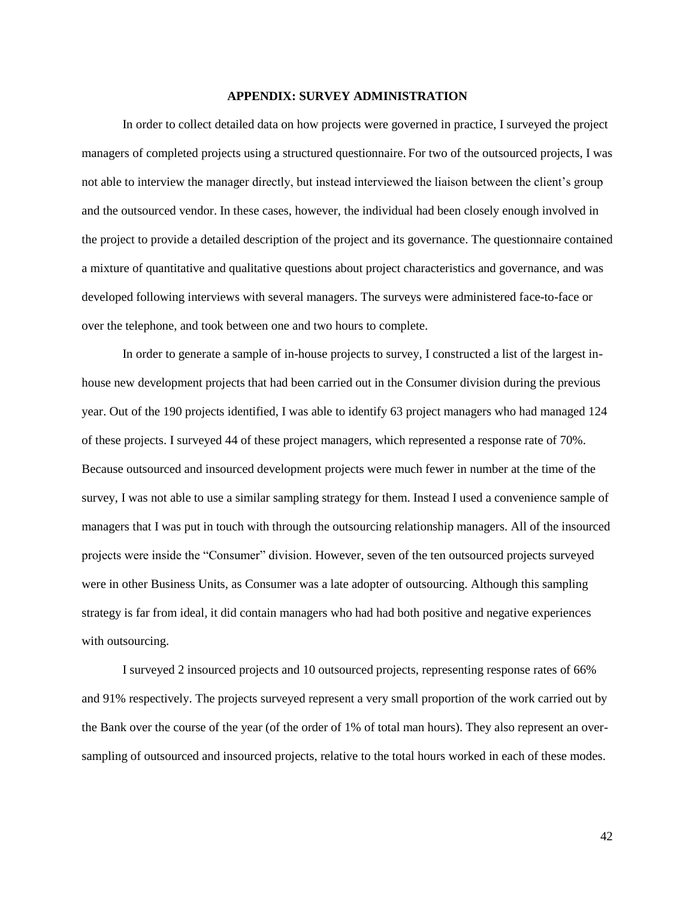## APPENDIX: SURVEY ADMINISTRATION

In order to collect detailed data on how projects were governed in practice, I surveyed the project managers of completed projects using a structured questionnaire. For two of the outsourced projects, I was not able to interview the manager directly, but instead interviewed the liaison between the client's group and the outsourced vendor. In these cases, however, the individual had been closely enough involved in the project to provide a detailed description of the project and its governance. The questionnaire contained a mixture of quantitative and qualitative questions about project characteristics and governance, and was developed following interviews with several managers. The surveys were administered face-to-face or over the telephone, and took between one and two hours to complete.

In order to generate a sample of in-house projects to survey, I constructed a list of the largest in-house new development projects that had been carried out in the Consumer division during the previous year. Out of the 190 projects identified, I was able to identify 63 project managers who had managed 124 of these projects. I surveyed 44 of these project managers, which represented a response rate of 70%. Because outsourced and insourced development projects were much fewer in number at the time of the survey, I was not able to use a similar sampling strategy for them. Instead I used a convenience sample of managers that I was put in touch with through the outsourcing relationship managers. All of the insourced projects were inside the "Consumer" division. However, seven of the ten outsourced projects surveyed were in other Business Units, as Consumer was a late adopter of outsourcing. Although this sampling strategy is far from ideal, it did contain managers who had had both positive and negative experiences with outsourcing.

I surveyed 2 insourced projects and 10 outsourced projects, representing response rates of 66% and 91% respectively. The projects surveyed represent a very small proportion of the work carried out by the Bank over the course of the year (of the order of 1% of total man hours). They also represent an over-sampling of outsourced and insourced projects, relative to the total hours worked in each of these modes.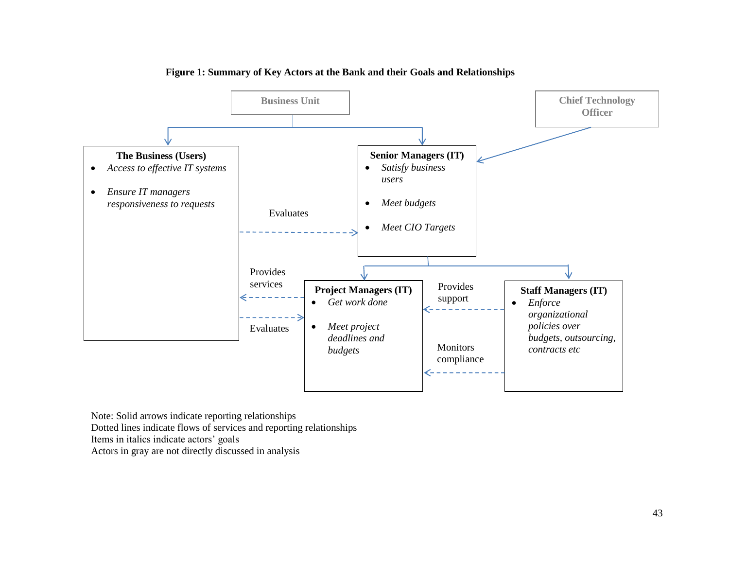**Figure 1: Summary of Key Actors at the Bank and their Goals and Relationships**

Business Unit

Chief Technology Officer

**The Business (Users)**

- *Access to effective IT systems*
- *Ensure IT managers responsiveness to requests*

**Senior Managers (IT)**

- *Satisfy business users*
- *Meet budgets*
- *Meet CIO Targets*

Evaluates

Provides services

Evaluates

**Project Managers (IT)**

- *Get work done*
- *Meet project deadlines and budgets*

Provides support

Monitors compliance

**Staff Managers (IT)**

- *Enforce organizational policies over budgets, outsourcing, contracts etc*

Note: Solid arrows indicate reporting relationships
Dotted lines indicate flows of services and reporting relationships
Items in italics indicate actors' goals
Actors in gray are not directly discussed in analysis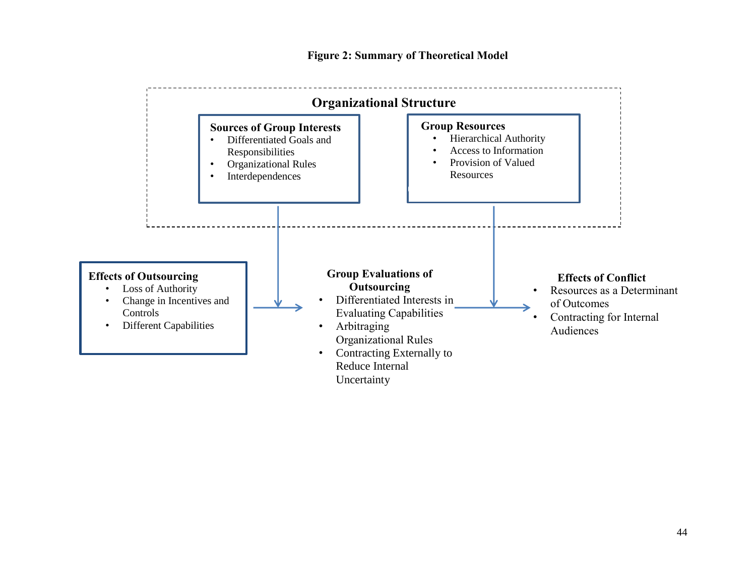**Figure 2: Summary of Theoretical Model**

**Organizational Structure**

**Sources of Group Interests**
- Differentiated Goals and Responsibilities
- Organizational Rules
- Interdependences

**Group Resources**
- Hierarchical Authority
- Access to Information
- Provision of Valued Resources

**Effects of Outsourcing**
- Loss of Authority
- Change in Incentives and Controls
- Different Capabilities

**Group Evaluations of Outsourcing**
- Differentiated Interests in Evaluating Capabilities
- Arbitraging Organizational Rules
- Contracting Externally to Reduce Internal Uncertainty

**Effects of Conflict**
- Resources as a Determinant of Outcomes
- Contracting for Internal Audiences